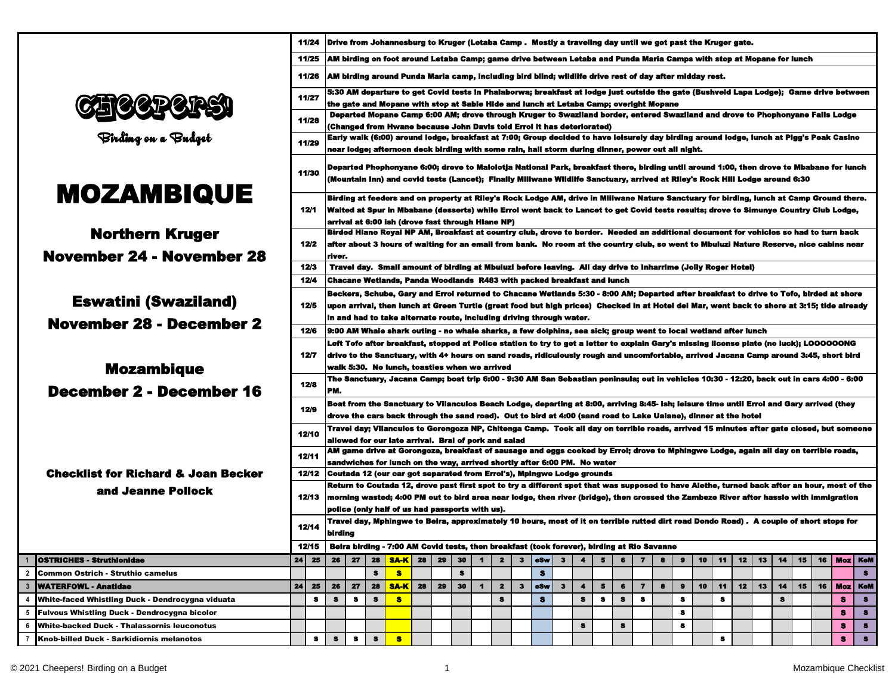# CHEEPERS!

*Birding on a Budget*

# MOZAMBIQUE

## Northern Kruger
## November 24 - November 28

## Eswatini (Swaziland)
## November 28 - December 2

## Mozambique
## December 2 - December 16

**Checklist for Richard & Joan Becker and Jeanne Pollock**

| Date | Itinerary |
|---|---|
| 11/24 | Drive from Johannesburg to Kruger (Letaba Camp . Mostly a traveling day until we got past the Kruger gate. |
| 11/25 | AM birding on foot around Letaba Camp; game drive between Letaba and Punda Maria Camps with stop at Mopane for lunch |
| 11/26 | AM birding around Punda Maria camp, including bird blind; wildlife drive rest of day after midday rest. |
| 11/27 | 5:30 AM departure to get Covid tests in Phalaborwa; breakfast at lodge just outside the gate (Bushveld Lapa Lodge); Game drive between the gate and Mopane with stop at Sable Hide and lunch at Letaba Camp; overight Mopane |
| 11/28 | Departed Mopane Camp 6:00 AM; drove through Kruger to Swaziland border, entered Swaziland and drove to Phophonyane Falls Lodge (Changed from Hwane because John Davis told Errol it has deteriorated) |
| 11/29 | Early walk (6:00) around lodge, breakfast at 7:00; Group decided to have leisurely day birding around lodge, lunch at Piggs Peak Casino near lodge; afternoon deck birding with some rain, hail storm during dinner, power out all night. |
| 11/30 | Departed Phophonyane 6:00; drove to Malolotja National Park, breakfast there, birding until around 1:00, then drove to Mbabane for lunch (Mountain Inn) and covid tests (Lancet); Finally Mlilwane Wildlife Sanctuary, arrived at Riley's Rock Hill Lodge around 6:30 |
| 12/1 | Birding at feeders and on property at Riley's Rock Lodge AM, drive in Mlilwane Nature Sanctuary for birding, lunch at Camp Ground there. Waited at Spur in Mbabane (desserts) while Errol went back to Lancet to get Covid tests results; drove to Simunye Country Club Lodge, arrival at 6:00 ish (drove fast through Hlane NP) |
| 12/2 | Birded Hlane Royal NP AM, Breakfast at country club, drove to border. Needed an additional document for vehicles so had to turn back after about 3 hours of waiting for an email from bank. No room at the country club, so went to Mbuluzi Nature Reserve, nice cabins near river. |
| 12/3 | Travel day. Small amount of birding at Mbuluzi before leaving. All day drive to Inharrime (Jolly Roger Hotel) |
| 12/4 | Chacane Wetlands, Panda Woodlands R483 with packed breakfast and lunch |
| 12/5 | Beckers, Schube, Gary and Errol returned to Chacane Wetlands 5:30 - 8:00 AM; Departed after breakfast to drive to Tofo, birded at shore upon arrival, then lunch at Green Turtle (great food but high prices) Checked in at Hotel del Mar, went back to shore at 3:15; tide already in and had to take alternate route, including driving through water. |
| 12/6 | 9:00 AM Whale shark outing - no whale sharks, a few dolphins, sea sick; group went to local wetland after lunch |
| 12/7 | Left Tofo after breakfast, stopped at Police station to try to get a letter to explain Gary's missing license plate (no luck); LOOOOOONG drive to the Sanctuary, with 4+ hours on sand roads, ridiculously rough and uncomfortable, arrived Jacana Camp around 3:45, short bird walk 5:30. No lunch, toasties when we arrived |
| 12/8 | The Sanctuary, Jacana Camp; boat trip 6:00 - 9:30 AM San Sebastian peninsula; out in vehicles 10:30 - 12:20, back out in cars 4:00 - 6:00 PM. |
| 12/9 | Boat from the Sanctuary to Vilanculos Beach Lodge, departing at 8:00, arriving 8:45- ish; leisure time until Errol and Gary arrived (they drove the cars back through the sand road). Out to bird at 4:00 (sand road to Lake Uaiane), dinner at the hotel |
| 12/10 | Travel day; Vilanculos to Gorongoza NP, Chitenga Camp. Took all day on terrible roads, arrived 15 minutes after gate closed, but someone allowed for our late arrival. Brai of pork and salad |
| 12/11 | AM game drive at Gorongoza, breakfast of sausage and eggs cooked by Errol; drove to Mphingwe Lodge, again all day on terrible roads, sandwiches for lunch on the way, arrived shortly after 6:00 PM. No water |
| 12/12 | Coutada 12 (our car got separated from Errol's), Mpingwe Lodge grounds |
| 12/13 | Return to Coutada 12, drove past first spot to try a different spot that was supposed to have Alethe, turned back after an hour, most of the morning wasted; 4:00 PM out to bird area near lodge, then river (bridge), then crossed the Zambeze River after hassle with immigration police (only half of us had passports with us). |
| 12/14 | Travel day, Mphingwe to Beira, approximately 10 hours, most of it on terrible rutted dirt road Dondo Road) . A couple of short stops for birding |
| 12/15 | Beira birding - 7:00 AM Covid tests, then breakfast (took forever), birding at Rio Savanne |

| # | Species | 24 | 25 | 26 | 27 | 28 | SA-K | 28 | 29 | 30 | 1 | 2 | 3 | eSw | 3 | 4 | 5 | 6 | 7 | 8 | 9 | 10 | 11 | 12 | 13 | 14 | 15 | 16 | Moz | KeM |
|---|---|---|---|---|---|---|---|---|---|---|---|---|---|---|---|---|---|---|---|---|---|---|---|---|---|---|---|---|---|---|
| 1 | **OSTRICHES - Struthionidae** | 24 | 25 | 26 | 27 | 28 | SA-K | 28 | 29 | 30 | 1 | 2 | 3 | eSw | 3 | 4 | 5 | 6 | 7 | 8 | 9 | 10 | 11 | 12 | 13 | 14 | 15 | 16 | Moz | KeM |
| 2 | Common Ostrich - Struthio camelus | | | | | s | s | | | s | | | | s | | | | | | | | | | | | | | | | s |
| 3 | **WATERFOWL - Anatidae** | 24 | 25 | 26 | 27 | 28 | SA-K | 28 | 29 | 30 | 1 | 2 | 3 | eSw | 3 | 4 | 5 | 6 | 7 | 8 | 9 | 10 | 11 | 12 | 13 | 14 | 15 | 16 | Moz | KeM |
| 4 | White-faced Whistling Duck - Dendrocygna viduata | | s | s | s | s | s | | | | | s | | s | | s | s | s | s | | s | | s | | | s | | | s | s |
| 5 | Fulvous Whistling Duck - Dendrocygna bicolor | | | | | | | | | | | | | | | | | | | | s | | | | | | | | s | s |
| 6 | White-backed Duck - Thalassornis leuconotus | | | | | | | | | | | | | | | s | | s | | | s | | | | | | | | s | s |
| 7 | Knob-billed Duck - Sarkidiornis melanotos | | s | s | s | s | s | | | | | | | | | | | | | | | | s | | | | | | s | s |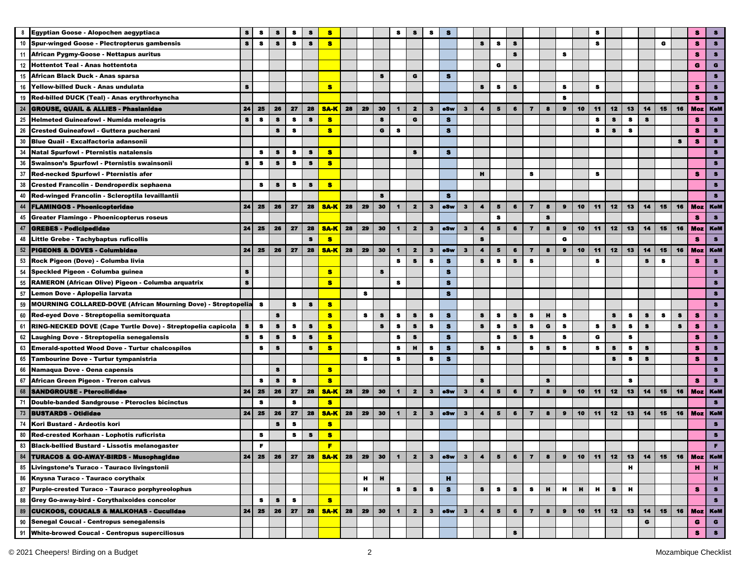| # | Species | 24 | 25 | 26 | 27 | 28 | SA-K | 28 | 29 | 30 | 1 | 2 | 3 | eSw | 3 | 4 | 5 | 6 | 7 | 8 | 9 | 10 | 11 | 12 | 13 | 14 | 15 | 16 | Moz | KeM |
|---|---|---|---|---|---|---|---|---|---|---|---|---|---|---|---|---|---|---|---|---|---|---|---|---|---|---|---|---|---|---|
| 8 | Egyptian Goose - Alopochen aegyptiaca | S | S | S | S | S | S | | | | S | S | S | S | | | | | | | | | S | | | | | | S | S |
| 10 | Spur-winged Goose - Plectropterus gambensis | S | S | S | S | S | S | | | | | | | | | S | S | S | | | | | S | | | | G | | S | S |
| 11 | African Pygmy-Goose - Nettapus auritus | | | | | | | | | | | | | | | | | S | | | S | | | | | | | | S | S |
| 12 | Hottentot Teal - Anas hottentota | | | | | | | | | | | | | | | | G | | | | | | | | | | | | G | G |
| 15 | African Black Duck - Anas sparsa | | | | | | | | | S | | G | | S | | | | | | | | | | | | | | | | S |
| 16 | Yellow-billed Duck - Anas undulata | S | | | | | S | | | | | | | | | S | S | S | | | S | | S | | | | | | S | S |
| 19 | Red-billed DUCK (Teal) - Anas erythrorhyncha | | | | | | | | | | | | | | | | | | | | S | | | | | | | | S | S |
| 24 | **GROUSE, QUAIL & ALLIES - Phasianidae** | 24 | 25 | 26 | 27 | 28 | SA-K | 28 | 29 | 30 | 1 | 2 | 3 | eSw | 3 | 4 | 5 | 6 | 7 | 8 | 9 | 10 | 11 | 12 | 13 | 14 | 15 | 16 | Moz | KeM |
| 25 | Helmeted Guineafowl - Numida meleagris | S | S | S | S | S | S | | | S | | G | | S | | | | | | | | | S | S | S | S | | | S | S |
| 26 | Crested Guineafowl - Guttera pucherani | | | S | S | | S | | | G | S | | | S | | | | | | | | | S | S | S | | | | S | S |
| 30 | Blue Quail - Excalfactoria adansonii | | | | | | | | | | | | | | | | | | | | | | | | | | | S | S | S |
| 34 | Natal Spurfowl - Pternistis natalensis | | S | S | S | S | S | | | | | S | | S | | | | | | | | | | | | | | | | S |
| 36 | Swainson's Spurfowl - Pternistis swainsonii | S | S | S | S | S | S | | | | | | | | | | | | | | | | | | | | | | | S |
| 37 | Red-necked Spurfowl - Pternistis afer | | | | | | | | | | | | | | | H | | | S | | | | S | | | | | | S | S |
| 38 | Crested Francolin - Dendroperdix sephaena | | S | S | S | S | S | | | | | | | | | | | | | | | | | | | | | | | S |
| 40 | Red-winged Francolin - Scleroptila levaillantii | | | | | | | | | S | | | | S | | | | | | | | | | | | | | | | S |
| 44 | **FLAMINGOS - Phoenicopteridae** | 24 | 25 | 26 | 27 | 28 | SA-K | 28 | 29 | 30 | 1 | 2 | 3 | eSw | 3 | 4 | 5 | 6 | 7 | 8 | 9 | 10 | 11 | 12 | 13 | 14 | 15 | 16 | Moz | KeM |
| 45 | Greater Flamingo - Phoenicopterus roseus | | | | | | | | | | | | | | | | S | | | S | | | | | | | | | S | S |
| 47 | **GREBES - Podicipedidae** | 24 | 25 | 26 | 27 | 28 | SA-K | 28 | 29 | 30 | 1 | 2 | 3 | eSw | 3 | 4 | 5 | 6 | 7 | 8 | 9 | 10 | 11 | 12 | 13 | 14 | 15 | 16 | Moz | KeM |
| 48 | Little Grebe - Tachybaptus ruficollis | | | | | S | S | | | | | | | | | S | | | | | G | | | | | | | | S | S |
| 52 | **PIGEONS & DOVES - Columbidae** | 24 | 25 | 26 | 27 | 28 | SA-K | 28 | 29 | 30 | 1 | 2 | 3 | eSw | 3 | 4 | 5 | 6 | 7 | 8 | 9 | 10 | 11 | 12 | 13 | 14 | 15 | 16 | Moz | KeM |
| 53 | Rock Pigeon (Dove) - Columba livia | | | | | | | | | | S | S | S | S | | S | S | S | S | | | | S | | | S | S | | S | S |
| 54 | Speckled Pigeon - Columba guinea | S | | | | | S | | | S | | | | S | | | | | | | | | | | | | | | | S |
| 55 | RAMERON (African Olive) Pigeon - Columba arquatrix | S | | | | | S | | | | S | | | S | | | | | | | | | | | | | | | | S |
| 57 | Lemon Dove - Aplopelia larvata | | | | | | | | S | | | | | S | | | | | | | | | | | | | | | | S |
| 59 | MOURNING COLLARED-DOVE (African Mourning Dove) - Streptopelia | | S | | S | S | S | | | | | | | | | | | | | | | | | | | | | | | S |
| 60 | Red-eyed Dove - Streptopelia semitorquata | | | S | | | S | | S | S | S | S | S | S | | S | S | S | S | H | S | | | S | S | S | S | S | S | S |
| 61 | RING-NECKED DOVE (Cape Turtle Dove) - Streptopelia capicola | S | S | S | S | S | S | | | S | S | S | S | S | | S | S | S | S | G | S | | S | S | S | S | | S | S | S |
| 62 | Laughing Dove - Streptopelia senegalensis | S | S | S | S | S | S | | | | S | S | | S | | | S | S | S | | S | | G | | S | | | | S | S |
| 63 | Emerald-spotted Wood Dove - Turtur chalcospilos | | S | S | | S | S | | | | S | H | S | S | | S | S | | S | S | S | | S | S | S | S | | | S | S |
| 65 | Tambourine Dove - Turtur tympanistria | | | | | | | | S | | S | | S | S | | | | | | | | | | S | S | S | | | S | S |
| 66 | Namaqua Dove - Oena capensis | | | S | | | S | | | | | | | | | | | | | | | | | | | | | | | S |
| 67 | African Green Pigeon - Treron calvus | | S | S | S | | S | | | | | | | | | S | | | | S | | | | | S | | | | S | S |
| 68 | **SANDGROUSE - Pteroclididae** | 24 | 25 | 26 | 27 | 28 | SA-K | 28 | 29 | 30 | 1 | 2 | 3 | eSw | 3 | 4 | 5 | 6 | 7 | 8 | 9 | 10 | 11 | 12 | 13 | 14 | 15 | 16 | Moz | KeM |
| 71 | Double-banded Sandgrouse - Pterocles bicinctus | | S | | S | | S | | | | | | | | | | | | | | | | | | | | | | | S |
| 73 | **BUSTARDS - Otididae** | 24 | 25 | 26 | 27 | 28 | SA-K | 28 | 29 | 30 | 1 | 2 | 3 | eSw | 3 | 4 | 5 | 6 | 7 | 8 | 9 | 10 | 11 | 12 | 13 | 14 | 15 | 16 | Moz | KeM |
| 74 | Kori Bustard - Ardeotis kori | | | S | S | | S | | | | | | | | | | | | | | | | | | | | | | | S |
| 80 | Red-crested Korhaan - Lophotis ruficrista | | S | | S | S | S | | | | | | | | | | | | | | | | | | | | | | | S |
| 83 | Black-bellied Bustard - Lissotis melanogaster | | F | | | | F | | | | | | | | | | | | | | | | | | | | | | | F |
| 84 | **TURACOS & GO-AWAY-BIRDS - Musophagidae** | 24 | 25 | 26 | 27 | 28 | SA-K | 28 | 29 | 30 | 1 | 2 | 3 | eSw | 3 | 4 | 5 | 6 | 7 | 8 | 9 | 10 | 11 | 12 | 13 | 14 | 15 | 16 | Moz | KeM |
| 85 | Livingstone's Turaco - Tauraco livingstonii | | | | | | | | | | | | | | | | | | | | | | | | H | | | | H | H |
| 86 | Knysna Turaco - Tauraco corythaix | | | | | | | | H | H | | | | H | | | | | | | | | | | | | | | | H |
| 87 | Purple-crested Turaco - Tauraco porphyreolophus | | | | | | | | H | | S | S | S | S | | S | S | S | S | H | H | H | H | S | H | | | | S | S |
| 88 | Grey Go-away-bird - Corythaixoides concolor | | S | S | S | | S | | | | | | | | | | | | | | | | | | | | | | | S |
| 89 | **CUCKOOS, COUCALS & MALKOHAS - Cuculidae** | 24 | 25 | 26 | 27 | 28 | SA-K | 28 | 29 | 30 | 1 | 2 | 3 | eSw | 3 | 4 | 5 | 6 | 7 | 8 | 9 | 10 | 11 | 12 | 13 | 14 | 15 | 16 | Moz | KeM |
| 90 | Senegal Coucal - Centropus senegalensis | | | | | | | | | | | | | | | | | | | | | | | | | G | | | G | G |
| 91 | White-browed Coucal - Centropus superciliosus | | | | | | | | | | | | | | | | | S | | | | | | | | | | | S | S |

© 2021 Cheepers! Birding on a Budget — Mozambique Checklist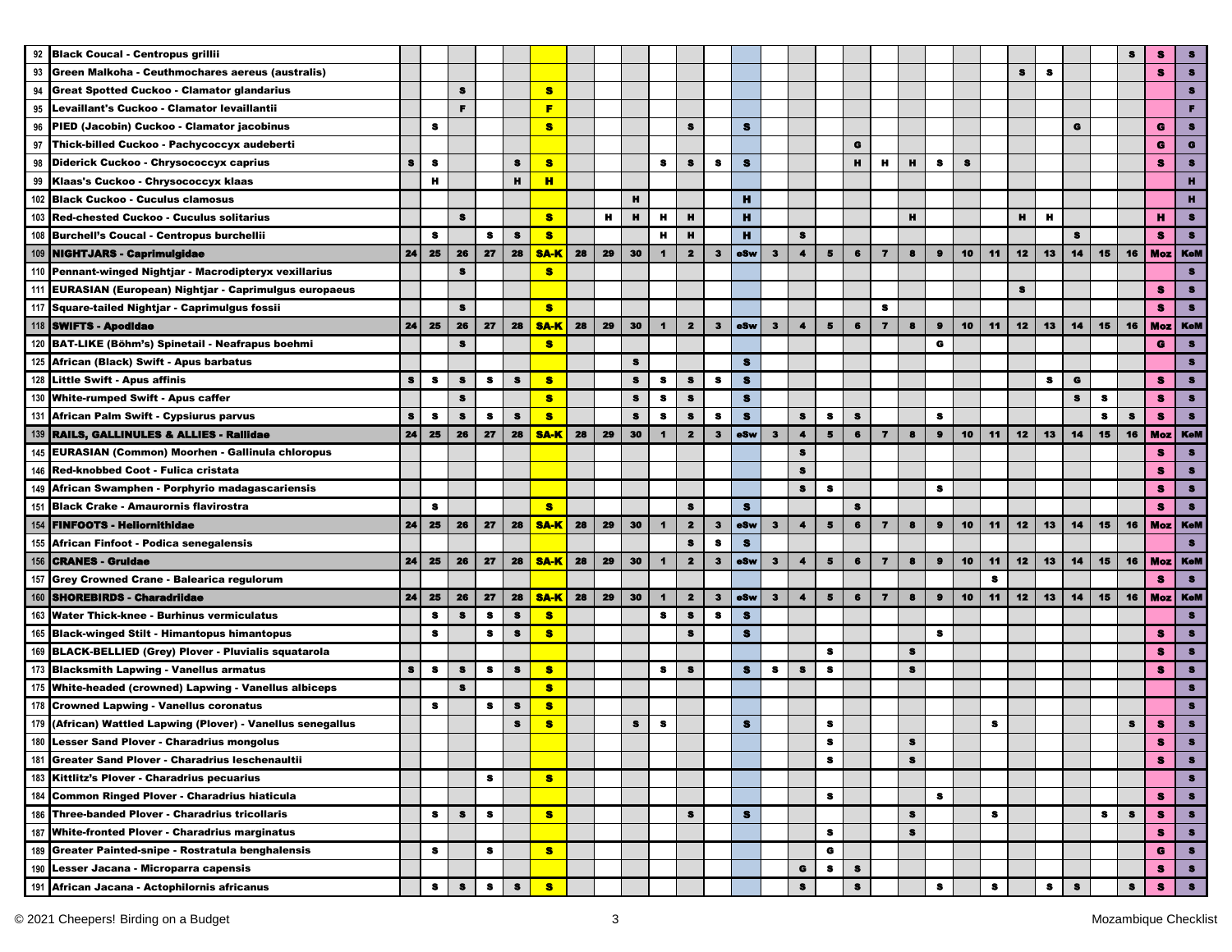| # | Species | 24 | 25 | 26 | 27 | 28 | SA-K | 28 | 29 | 30 | 1 | 2 | 3 | eSw | 3 | 4 | 5 | 6 | 7 | 8 | 9 | 10 | 11 | 12 | 13 | 14 | 15 | 16 | Moz | KeM |
|---|---|---|---|---|---|---|---|---|---|---|---|---|---|---|---|---|---|---|---|---|---|---|---|---|---|---|---|---|---|---|
| 92 | Black Coucal - Centropus grillii | | | | | | | | | | | | | | | | | | | | | | | | | | | s | s | s |
| 93 | Green Malkoha - Ceuthmochares aereus (australis) | | | | | | | | | | | | | | | | | | | | | | | s | s | | | | s | s |
| 94 | Great Spotted Cuckoo - Clamator glandarius | | | s | | | s | | | | | | | | | | | | | | | | | | | | | | | s |
| 95 | Levaillant's Cuckoo - Clamator levaillantii | | | F | | | F | | | | | | | | | | | | | | | | | | | | | | | F |
| 96 | PIED (Jacobin) Cuckoo - Clamator jacobinus | | s | | | | s | | | | | s | | s | | | | | | | | | | | | G | | | G | s |
| 97 | Thick-billed Cuckoo - Pachycoccyx audeberti | | | | | | | | | | | | | | | | | G | | | | | | | | | | | G | G |
| 98 | Diderick Cuckoo - Chrysococcyx caprius | s | s | | | s | s | | | | s | s | s | s | | | | H | H | H | s | s | | | | | | | s | s |
| 99 | Klaas's Cuckoo - Chrysococcyx klaas | | H | | | H | H | | | | | | | | | | | | | | | | | | | | | | | H |
| 102 | Black Cuckoo - Cuculus clamosus | | | | | | | | | H | | | | H | | | | | | | | | | | | | | | | H |
| 103 | Red-chested Cuckoo - Cuculus solitarius | | | s | | | s | | H | H | H | H | | H | | | | | | H | | | | H | H | | | | H | s |
| 108 | Burchell's Coucal - Centropus burchellii | | s | | s | s | s | | | | H | H | | H | | s | | | | | | | | | | s | | | s | s |
| 109 | NIGHTJARS - Caprimulgidae | 24 | 25 | 26 | 27 | 28 | SA-K | 28 | 29 | 30 | 1 | 2 | 3 | eSw | 3 | 4 | 5 | 6 | 7 | 8 | 9 | 10 | 11 | 12 | 13 | 14 | 15 | 16 | Moz | KeM |
| 110 | Pennant-winged Nightjar - Macrodipteryx vexillarius | | | s | | | s | | | | | | | | | | | | | | | | | | | | | | | s |
| 111 | EURASIAN (European) Nightjar - Caprimulgus europaeus | | | | | | | | | | | | | | | | | | | | | | | s | | | | | s | s |
| 117 | Square-tailed Nightjar - Caprimulgus fossii | | | s | | | s | | | | | | | | | | | | s | | | | | | | | | | s | s |
| 118 | SWIFTS - Apodidae | 24 | 25 | 26 | 27 | 28 | SA-K | 28 | 29 | 30 | 1 | 2 | 3 | eSw | 3 | 4 | 5 | 6 | 7 | 8 | 9 | 10 | 11 | 12 | 13 | 14 | 15 | 16 | Moz | KeM |
| 120 | BAT-LIKE (Böhm's) Spinetail - Neafrapus boehmi | | | s | | | s | | | | | | | | | | | | | | G | | | | | | | | G | s |
| 125 | African (Black) Swift - Apus barbatus | | | | | | | | | s | | | | s | | | | | | | | | | | | | | | | s |
| 128 | Little Swift - Apus affinis | s | s | s | s | s | s | | | s | s | s | s | s | | | | | | | | | | | s | G | | | s | s |
| 130 | White-rumped Swift - Apus caffer | | | s | | | s | | | s | s | s | | s | | | | | | | | | | | | s | s | | s | s |
| 131 | African Palm Swift - Cypsiurus parvus | s | s | s | s | s | s | | | s | s | s | s | s | | s | s | s | | | s | | | | | | s | s | s | s |
| 139 | RAILS, GALLINULES & ALLIES - Rallidae | 24 | 25 | 26 | 27 | 28 | SA-K | 28 | 29 | 30 | 1 | 2 | 3 | eSw | 3 | 4 | 5 | 6 | 7 | 8 | 9 | 10 | 11 | 12 | 13 | 14 | 15 | 16 | Moz | KeM |
| 145 | EURASIAN (Common) Moorhen - Gallinula chloropus | | | | | | | | | | | | | | | s | | | | | | | | | | | | | s | s |
| 146 | Red-knobbed Coot - Fulica cristata | | | | | | | | | | | | | | | s | | | | | | | | | | | | | s | s |
| 149 | African Swamphen - Porphyrio madagascariensis | | | | | | | | | | | | | | | s | s | | | | s | | | | | | | | s | s |
| 151 | Black Crake - Amaurornis flavirostra | | s | | | | s | | | | | s | | s | | | | s | | | | | | | | | | | s | s |
| 154 | FINFOOTS - Heliornithidae | 24 | 25 | 26 | 27 | 28 | SA-K | 28 | 29 | 30 | 1 | 2 | 3 | eSw | 3 | 4 | 5 | 6 | 7 | 8 | 9 | 10 | 11 | 12 | 13 | 14 | 15 | 16 | Moz | KeM |
| 155 | African Finfoot - Podica senegalensis | | | | | | | | | | | s | s | s | | | | | | | | | | | | | | | | s |
| 156 | CRANES - Gruidae | 24 | 25 | 26 | 27 | 28 | SA-K | 28 | 29 | 30 | 1 | 2 | 3 | eSw | 3 | 4 | 5 | 6 | 7 | 8 | 9 | 10 | 11 | 12 | 13 | 14 | 15 | 16 | Moz | KeM |
| 157 | Grey Crowned Crane - Balearica regulorum | | | | | | | | | | | | | | | | | | | | | | s | | | | | | s | s |
| 160 | SHOREBIRDS - Charadriidae | 24 | 25 | 26 | 27 | 28 | SA-K | 28 | 29 | 30 | 1 | 2 | 3 | eSw | 3 | 4 | 5 | 6 | 7 | 8 | 9 | 10 | 11 | 12 | 13 | 14 | 15 | 16 | Moz | KeM |
| 163 | Water Thick-knee - Burhinus vermiculatus | | s | s | s | s | s | | | | s | s | s | s | | | | | | | | | | | | | | | | s |
| 165 | Black-winged Stilt - Himantopus himantopus | | s | | s | s | s | | | | | s | | s | | | | | | | s | | | | | | | | s | s |
| 169 | BLACK-BELLIED (Grey) Plover - Pluvialis squatarola | | | | | | | | | | | | | | | | s | | | s | | | | | | | | | s | s |
| 173 | Blacksmith Lapwing - Vanellus armatus | s | s | s | s | s | s | | | | s | s | | s | s | s | s | | | s | | | | | | | | | s | s |
| 175 | White-headed (crowned) Lapwing - Vanellus albiceps | | | s | | | s | | | | | | | | | | | | | | | | | | | | | | | s |
| 178 | Crowned Lapwing - Vanellus coronatus | | s | | s | s | s | | | | | | | | | | | | | | | | | | | | | | | s |
| 179 | (African) Wattled Lapwing (Plover) - Vanellus senegallus | | | | | s | s | | | s | s | | | s | | | s | | | | | | s | | | | | s | s | s |
| 180 | Lesser Sand Plover - Charadrius mongolus | | | | | | | | | | | | | | | | s | | | s | | | | | | | | | s | s |
| 181 | Greater Sand Plover - Charadrius leschenaultii | | | | | | | | | | | | | | | | s | | | s | | | | | | | | | s | s |
| 183 | Kittlitz's Plover - Charadrius pecuarius | | | | s | | s | | | | | | | | | | | | | | | | | | | | | | | s |
| 184 | Common Ringed Plover - Charadrius hiaticula | | | | | | | | | | | | | | | | s | | | | s | | | | | | | | s | s |
| 186 | Three-banded Plover - Charadrius tricollaris | | s | s | s | | s | | | | | s | | s | | | | | | s | | | s | | | | s | s | s | s |
| 187 | White-fronted Plover - Charadrius marginatus | | | | | | | | | | | | | | | | s | | | s | | | | | | | | | s | s |
| 189 | Greater Painted-snipe - Rostratula benghalensis | | s | | s | | s | | | | | | | | | | G | | | | | | | | | | | | G | s |
| 190 | Lesser Jacana - Microparra capensis | | | | | | | | | | | | | | | G | s | s | | | | | | | | | | | s | s |
| 191 | African Jacana - Actophilornis africanus | | s | s | s | s | s | | | | | | | | | s | | s | | | s | | s | | s | s | | s | s | s |

© 2021 Cheepers! Birding on a Budget — Mozambique Checklist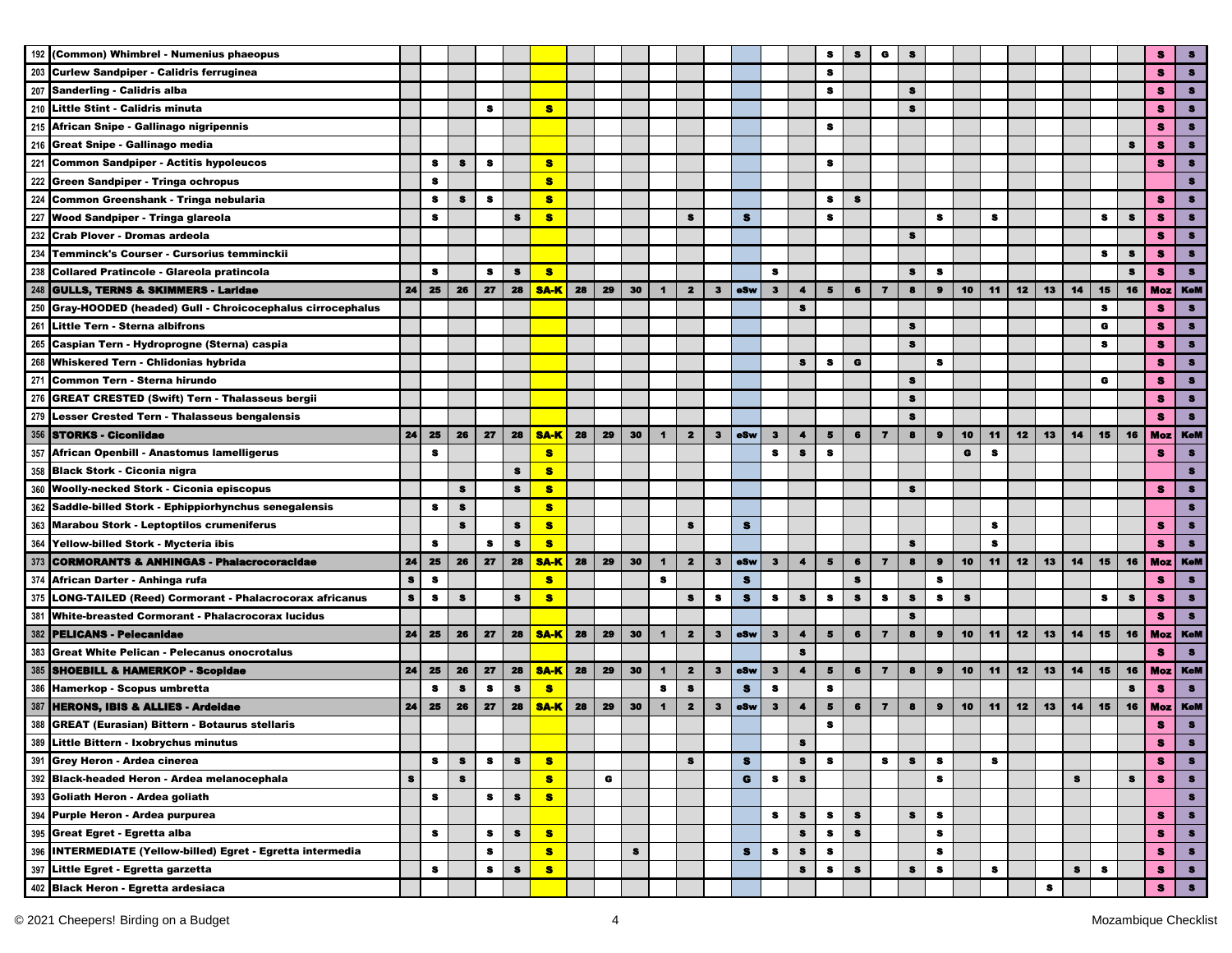| # | Species | 24 | 25 | 26 | 27 | 28 | SA-K | 28 | 29 | 30 | 1 | 2 | 3 | eSw | 3 | 4 | 5 | 6 | 7 | 8 | 9 | 10 | 11 | 12 | 13 | 14 | 15 | 16 | Moz | KeM |
|---|---|---|---|---|---|---|---|---|---|---|---|---|---|---|---|---|---|---|---|---|---|---|---|---|---|---|---|---|---|---|
| 192 | (Common) Whimbrel - Numenius phaeopus | | | | | | | | | | | | | | | | s | s | G | s | | | | | | | | | s | s |
| 203 | Curlew Sandpiper - Calidris ferruginea | | | | | | | | | | | | | | | | s | | | | | | | | | | | | s | s |
| 207 | Sanderling - Calidris alba | | | | | | | | | | | | | | | | s | | | s | | | | | | | | | s | s |
| 210 | Little Stint - Calidris minuta | | | | s | | s | | | | | | | | | | | | | s | | | | | | | | | s | s |
| 215 | African Snipe - Gallinago nigripennis | | | | | | | | | | | | | | | | s | | | | | | | | | | | | s | s |
| 216 | Great Snipe - Gallinago media | | | | | | | | | | | | | | | | | | | | | | | | | | | s | s | s |
| 221 | Common Sandpiper - Actitis hypoleucos | | s | s | s | | s | | | | | | | | | | s | | | | | | | | | | | | s | s |
| 222 | Green Sandpiper - Tringa ochropus | | s | | | | s | | | | | | | | | | | | | | | | | | | | | | | s |
| 224 | Common Greenshank - Tringa nebularia | | s | s | s | | s | | | | | | | | | | s | s | | | | | | | | | | | s | s |
| 227 | Wood Sandpiper - Tringa glareola | | s | | | s | s | | | | | s | | s | | | s | | | | s | | s | | | | s | s | s | s |
| 232 | Crab Plover - Dromas ardeola | | | | | | | | | | | | | | | | | | | s | | | | | | | | | s | s |
| 234 | Temminck's Courser - Cursorius temminckii | | | | | | | | | | | | | | | | | | | | | | | | | | s | s | s | s |
| 238 | Collared Pratincole - Glareola pratincola | | s | | s | s | s | | | | | | | | s | | | | | s | s | | | | | | | s | s | s |
| 248 | **GULLS, TERNS & SKIMMERS - Laridae** | 24 | 25 | 26 | 27 | 28 | SA-K | 28 | 29 | 30 | 1 | 2 | 3 | eSw | 3 | 4 | 5 | 6 | 7 | 8 | 9 | 10 | 11 | 12 | 13 | 14 | 15 | 16 | Moz | KeM |
| 250 | Gray-HOODED (headed) Gull - Chroicocephalus cirrocephalus | | | | | | | | | | | | | | | s | | | | | | | | | | | s | | s | s |
| 261 | Little Tern - Sterna albifrons | | | | | | | | | | | | | | | | | | | s | | | | | | | G | | s | s |
| 265 | Caspian Tern - Hydroprogne (Sterna) caspia | | | | | | | | | | | | | | | | | | | s | | | | | | | s | | s | s |
| 268 | Whiskered Tern - Chlidonias hybrida | | | | | | | | | | | | | | | s | s | G | | | s | | | | | | | | s | s |
| 271 | Common Tern - Sterna hirundo | | | | | | | | | | | | | | | | | | | s | | | | | | | G | | s | s |
| 276 | GREAT CRESTED (Swift) Tern - Thalasseus bergii | | | | | | | | | | | | | | | | | | | s | | | | | | | | | s | s |
| 279 | Lesser Crested Tern - Thalasseus bengalensis | | | | | | | | | | | | | | | | | | | s | | | | | | | | | s | s |
| 356 | **STORKS - Ciconiidae** | 24 | 25 | 26 | 27 | 28 | SA-K | 28 | 29 | 30 | 1 | 2 | 3 | eSw | 3 | 4 | 5 | 6 | 7 | 8 | 9 | 10 | 11 | 12 | 13 | 14 | 15 | 16 | Moz | KeM |
| 357 | African Openbill - Anastomus lamelligerus | | s | | | | s | | | | | | | | s | s | s | | | | | G | s | | | | | | s | s |
| 358 | Black Stork - Ciconia nigra | | | | | s | s | | | | | | | | | | | | | | | | | | | | | | | s |
| 360 | Woolly-necked Stork - Ciconia episcopus | | | s | | s | s | | | | | | | | | | | | | s | | | | | | | | | s | s |
| 362 | Saddle-billed Stork - Ephippiorhynchus senegalensis | | s | s | | | s | | | | | | | | | | | | | | | | | | | | | | | s |
| 363 | Marabou Stork - Leptoptilos crumeniferus | | | s | | s | s | | | | | s | | s | | | | | | | | | s | | | | | | s | s |
| 364 | Yellow-billed Stork - Mycteria ibis | | s | | s | s | s | | | | | | | | | | | | | s | | | s | | | | | | s | s |
| 373 | **CORMORANTS & ANHINGAS - Phalacrocoracidae** | 24 | 25 | 26 | 27 | 28 | SA-K | 28 | 29 | 30 | 1 | 2 | 3 | eSw | 3 | 4 | 5 | 6 | 7 | 8 | 9 | 10 | 11 | 12 | 13 | 14 | 15 | 16 | Moz | KeM |
| 374 | African Darter - Anhinga rufa | s | s | | | | s | | | | s | | | s | | | | s | | | s | | | | | | | | s | s |
| 375 | LONG-TAILED (Reed) Cormorant - Phalacrocorax africanus | s | s | s | | s | s | | | | | s | s | s | s | s | s | s | s | s | s | s | | | | | s | s | s | s |
| 381 | White-breasted Cormorant - Phalacrocorax lucidus | | | | | | | | | | | | | | | | | | | s | | | | | | | | | s | s |
| 382 | **PELICANS - Pelecanidae** | 24 | 25 | 26 | 27 | 28 | SA-K | 28 | 29 | 30 | 1 | 2 | 3 | eSw | 3 | 4 | 5 | 6 | 7 | 8 | 9 | 10 | 11 | 12 | 13 | 14 | 15 | 16 | Moz | KeM |
| 383 | Great White Pelican - Pelecanus onocrotalus | | | | | | | | | | | | | | | s | | | | | | | | | | | | | s | s |
| 385 | **SHOEBILL & HAMERKOP - Scopidae** | 24 | 25 | 26 | 27 | 28 | SA-K | 28 | 29 | 30 | 1 | 2 | 3 | eSw | 3 | 4 | 5 | 6 | 7 | 8 | 9 | 10 | 11 | 12 | 13 | 14 | 15 | 16 | Moz | KeM |
| 386 | Hamerkop - Scopus umbretta | | s | s | s | s | s | | | | s | s | | s | s | | s | | | | | | | | | | | s | s | s |
| 387 | **HERONS, IBIS & ALLIES - Ardeidae** | 24 | 25 | 26 | 27 | 28 | SA-K | 28 | 29 | 30 | 1 | 2 | 3 | eSw | 3 | 4 | 5 | 6 | 7 | 8 | 9 | 10 | 11 | 12 | 13 | 14 | 15 | 16 | Moz | KeM |
| 388 | GREAT (Eurasian) Bittern - Botaurus stellaris | | | | | | | | | | | | | | | | s | | | | | | | | | | | | s | s |
| 389 | Little Bittern - Ixobrychus minutus | | | | | | | | | | | | | | | s | | | | | | | | | | | | | s | s |
| 391 | Grey Heron - Ardea cinerea | | s | s | s | s | s | | | | | s | | s | | s | s | | s | s | s | | s | | | | | | s | s |
| 392 | Black-headed Heron - Ardea melanocephala | s | | s | | | s | | G | | | | | G | s | s | | | | | s | | | | | s | | s | s | s |
| 393 | Goliath Heron - Ardea goliath | | s | | s | s | s | | | | | | | | | | | | | | | | | | | | | | | s |
| 394 | Purple Heron - Ardea purpurea | | | | | | | | | | | | | | s | s | s | s | | s | s | | | | | | | | s | s |
| 395 | Great Egret - Egretta alba | | s | | s | s | s | | | | | | | | | s | s | s | | | s | | | | | | | | s | s |
| 396 | INTERMEDIATE (Yellow-billed) Egret - Egretta intermedia | | | | s | | s | | | s | | | | s | s | s | s | | | | s | | | | | | | | s | s |
| 397 | Little Egret - Egretta garzetta | | s | | s | s | s | | | | | | | | | s | s | s | | s | s | | s | | | s | s | | s | s |
| 402 | Black Heron - Egretta ardesiaca | | | | | | | | | | | | | | | | | | | | | | | | s | | | | s | s |

© 2021 Cheepers! Birding on a Budget — Mozambique Checklist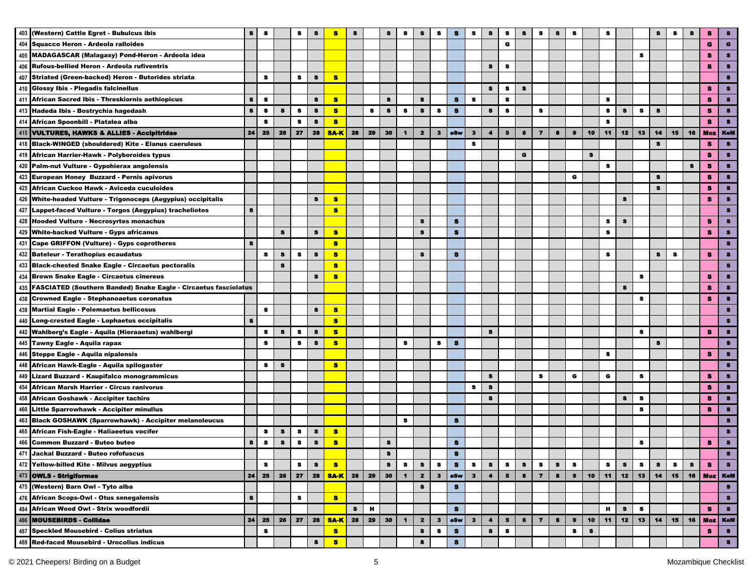| | | 24 | 25 | 26 | 27 | 28 | SA-K | 28 | 29 | 30 | 1 | 2 | 3 | eSw | 3 | 4 | 5 | 6 | 7 | 8 | 9 | 10 | 11 | 12 | 13 | 14 | 15 | 16 | Moz | KeM |
|---|---|---|---|---|---|---|---|---|---|---|---|---|---|---|---|---|---|---|---|---|---|---|---|---|---|---|---|---|---|---|
| 403 | (Western) Cattle Egret - Bubulcus ibis | s | s | | s | s | S | s | | s | s | s | s | s | s | s | s | s | s | s | s | | s | | | s | s | s | s | s |
| 404 | Squacco Heron - Ardeola ralloides | | | | | | | | | | | | | | | | G | | | | | | | | | | | | G | G |
| 405 | MADAGASCAR (Malagasy) Pond-Heron - Ardeola idea | | | | | | | | | | | | | | | | | | | | | | | | s | | | | s | s |
| 406 | Rufous-bellied Heron - Ardeola rufiventris | | | | | | | | | | | | | | | s | s | | | | | | | | | | | | s | s |
| 407 | Striated (Green-backed) Heron - Butorides striata | | s | | s | s | S | | | | | | | | | | | | | | | | | | | | | | | s |
| 410 | Glossy Ibis - Plegadis falcinellus | | | | | | | | | | | | | | | s | s | s | | | | | | | | | | | s | s |
| 411 | African Sacred Ibis - Threskiornis aethiopicus | s | s | | | s | S | | | s | | s | | s | s | | s | | | | | | s | | | | | | s | s |
| 413 | Hadeda Ibis - Bostrychia hagedash | s | s | s | s | s | S | | s | s | s | s | s | s | | s | s | | s | | | | s | s | s | s | | | s | s |
| 414 | African Spoonbill - Platalea alba | | s | | s | s | S | | | | | | | | | | | | | | | | s | | | | | | s | s |
| 415 | VULTURES, HAWKS & ALLIES - Accipitridae | 24 | 25 | 26 | 27 | 28 | SA-K | 28 | 29 | 30 | 1 | 2 | 3 | eSw | 3 | 4 | 5 | 6 | 7 | 8 | 9 | 10 | 11 | 12 | 13 | 14 | 15 | 16 | Moz | KeM |
| 418 | Black-WINGED (shouldered) Kite - Elanus caeruleus | | | | | | | | | | | | | | s | | | | | | | | | | | s | | | s | s |
| 419 | African Harrier-Hawk - Polyboroides typus | | | | | | | | | | | | | | | | | G | | | | s | | | | | | | s | s |
| 420 | Palm-nut Vulture - Gypohierax angolensis | | | | | | | | | | | | | | | | | | | | | | s | | | | | s | s | s |
| 423 | European Honey Buzzard - Pernis apivorus | | | | | | | | | | | | | | | | | | | | G | | | | | s | | | s | s |
| 425 | African Cuckoo Hawk - Aviceda cuculoides | | | | | | | | | | | | | | | | | | | | | | | | | s | | | s | s |
| 426 | White-headed Vulture - Trigonoceps (Aegypius) occipitalis | | | | | s | S | | | | | | | | | | | | | | | | | s | | | | | s | s |
| 427 | Lappet-faced Vulture - Torgos (Aegypius) tracheliotos | s | | | | | S | | | | | | | | | | | | | | | | | | | | | | | s |
| 428 | Hooded Vulture - Necrosyrtes monachus | | | | | | | | | | | s | | s | | | | | | | | | s | s | | | | | s | s |
| 429 | White-backed Vulture - Gyps africanus | | | s | | s | S | | | | | s | | s | | | | | | | | | s | | | | | | s | s |
| 431 | Cape GRIFFON (Vulture) - Gyps coprotheres | s | | | | | S | | | | | | | | | | | | | | | | | | | | | | | s |
| 432 | Bateleur - Terathopius ecaudatus | | s | s | s | s | S | | | | | s | | s | | | | | | | | | s | | | s | s | | s | s |
| 433 | Black-chested Snake Eagle - Circaetus pectoralis | | | s | | | S | | | | | | | | | | | | | | | | | | | | | | | s |
| 434 | Brown Snake Eagle - Circaetus cinereus | | | | | s | S | | | | | | | | | | | | | | | | | | s | | | | s | s |
| 435 | FASCIATED (Southern Banded) Snake Eagle - Circaetus fasciolatus | | | | | | | | | | | | | | | | | | | | | | | s | | | | | s | s |
| 438 | Crowned Eagle - Stephanoaetus coronatus | | | | | | | | | | | | | | | | | | | | | | | | s | | | | s | s |
| 439 | Martial Eagle - Polemaetus bellicosus | | s | | | s | S | | | | | | | | | | | | | | | | | | | | | | | s |
| 440 | Long-crested Eagle - Lophaetus occipitalis | s | | | | | S | | | | | | | | | | | | | | | | | | | | | | | s |
| 442 | Wahlberg's Eagle - Aquila (Hieraaetus) wahlbergi | | s | s | s | s | S | | | | | | | | | s | | | | | | | | | s | | | | s | s |
| 445 | Tawny Eagle - Aquila rapax | | s | | s | s | S | | | | s | | s | s | | | | | | | | | | | | s | | | | s |
| 446 | Steppe Eagle - Aquila nipalensis | | | | | | | | | | | | | | | | | | | | | | s | | | | | | s | s |
| 448 | African Hawk-Eagle - Aquila spilogaster | | s | s | | | S | | | | | | | | | | | | | | | | | | | | | | | s |
| 449 | Lizard Buzzard - Kaupifalco monogrammicus | | | | | | | | | | | | | | | s | | | s | | G | | G | | s | | | | s | s |
| 454 | African Marsh Harrier - Circus ranivorus | | | | | | | | | | | | | | s | s | | | | | | | | | | | | | s | s |
| 458 | African Goshawk - Accipiter tachiro | | | | | | | | | | | | | | | s | | | | | | | | s | s | | | | s | s |
| 460 | Little Sparrowhawk - Accipiter minullus | | | | | | | | | | | | | | | | | | | | | | | | s | | | | s | s |
| 463 | Black GOSHAWK (Sparrowhawk) - Accipiter melanoleucus | | | | | | | | | | s | | | s | | | | | | | | | | | | | | | | s |
| 465 | African Fish-Eagle - Haliaeetus vocifer | | s | s | s | s | S | | | | | | | | | | | | | | | | | | | | | | | s |
| 466 | Common Buzzard - Buteo buteo | s | s | s | s | s | S | | | s | | | | s | | | | | | | | | | | s | | | | s | s |
| 471 | Jackal Buzzard - Buteo rofofuscus | | | | | | | | | s | | | | s | | | | | | | | | | | | | | | | s |
| 472 | Yellow-billed Kite - Milvus aegyptius | | s | | s | s | S | | | s | s | s | s | s | s | s | s | s | s | s | s | | s | s | s | s | s | s | s | s |
| 473 | OWLS - Strigiformes | 24 | 25 | 26 | 27 | 28 | SA-K | 28 | 29 | 30 | 1 | 2 | 3 | eSw | 3 | 4 | 5 | 6 | 7 | 8 | 9 | 10 | 11 | 12 | 13 | 14 | 15 | 16 | Moz | KeM |
| 475 | (Western) Barn Owl - Tyto alba | | | | | | | | | | | s | | s | | | | | | | | | | | | | | | | s |
| 476 | African Scops-Owl - Otus senegalensis | s | | | s | | S | | | | | | | | | | | | | | | | | | | | | | | s |
| 484 | African Wood Owl - Strix woodfordii | | | | | | | s | H | | | | | s | | | | | | | | | H | s | s | | | | s | s |
| 486 | MOUSEBIRDS - Coliidae | 24 | 25 | 26 | 27 | 28 | SA-K | 28 | 29 | 30 | 1 | 2 | 3 | eSw | 3 | 4 | 5 | 6 | 7 | 8 | 9 | 10 | 11 | 12 | 13 | 14 | 15 | 16 | Moz | KeM |
| 487 | Speckled Mousebird - Colius striatus | | s | | | | S | | | | | s | s | s | | s | s | | | | s | s | | | | | | | s | s |
| 489 | Red-faced Mousebird - Urocolius indicus | | | | | s | S | | | | | s | | s | | | | | | | | | | | | | | | | s |

© 2021 Cheepers! Birding on a Budget — Mozambique Checklist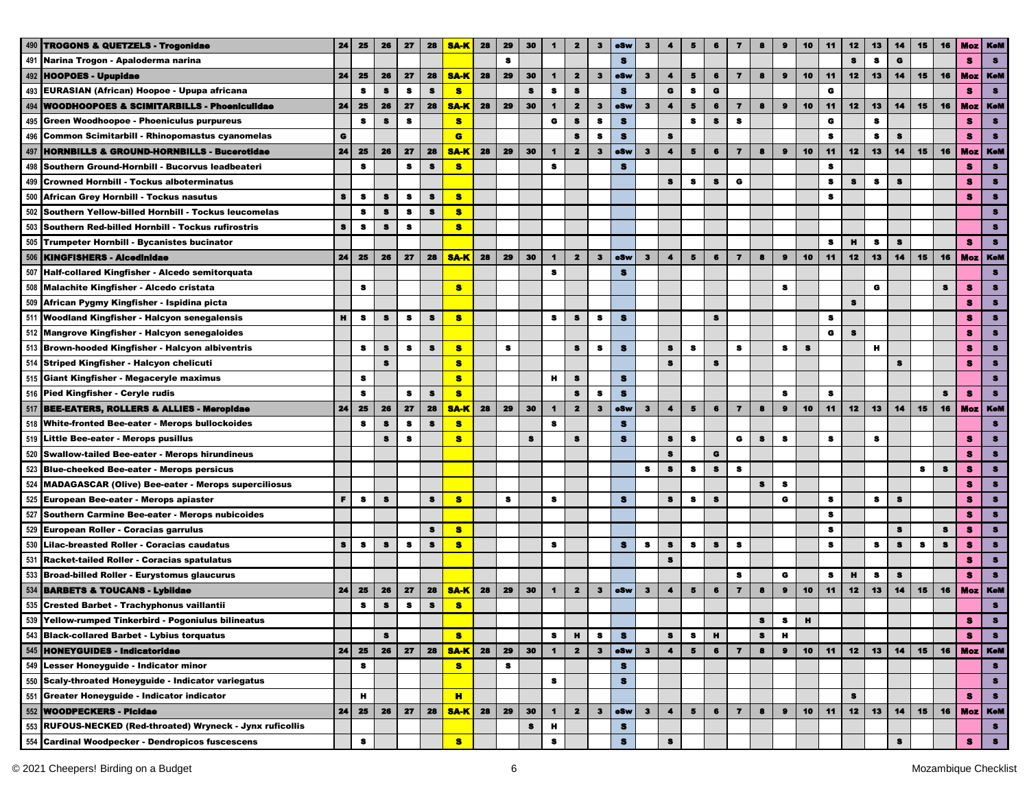| 490 | TROGONS & QUETZELS - Trogonidae | 24 | 25 | 26 | 27 | 28 | SA-K | 28 | 29 | 30 | 1 | 2 | 3 | eSw | 3 | 4 | 5 | 6 | 7 | 8 | 9 | 10 | 11 | 12 | 13 | 14 | 15 | 16 | Moz | KeM |
|---|---|---|---|---|---|---|---|---|---|---|---|---|---|---|---|---|---|---|---|---|---|---|---|---|---|---|---|---|---|---|
| 491 | Narina Trogon - Apaloderma narina | | | | | | | | S | | | | | S | | | | | | | | | | S | S | G | | | S | S |
| 492 | **HOOPOES - Upupidae** | 24 | 25 | 26 | 27 | 28 | SA-K | 28 | 29 | 30 | 1 | 2 | 3 | eSw | 3 | 4 | 5 | 6 | 7 | 8 | 9 | 10 | 11 | 12 | 13 | 14 | 15 | 16 | Moz | KeM |
| 493 | EURASIAN (African) Hoopoe - Upupa africana | | S | S | S | S | S | | | S | S | S | | S | | G | S | G | | | | | G | | | | | | S | S |
| 494 | **WOODHOOPOES & SCIMITARBILLS - Phoeniculidae** | 24 | 25 | 26 | 27 | 28 | SA-K | 28 | 29 | 30 | 1 | 2 | 3 | eSw | 3 | 4 | 5 | 6 | 7 | 8 | 9 | 10 | 11 | 12 | 13 | 14 | 15 | 16 | Moz | KeM |
| 495 | Green Woodhoopoe - Phoeniculus purpureus | | S | S | S | | S | | | | G | S | S | S | | | S | S | S | | | | G | | S | | | | S | S |
| 496 | Common Scimitarbill - Rhinopomastus cyanomelas | G | | | | | G | | | | | S | S | S | | S | | | | | | | S | | S | S | | | S | S |
| 497 | **HORNBILLS & GROUND-HORNBILLS - Bucerotidae** | 24 | 25 | 26 | 27 | 28 | SA-K | 28 | 29 | 30 | 1 | 2 | 3 | eSw | 3 | 4 | 5 | 6 | 7 | 8 | 9 | 10 | 11 | 12 | 13 | 14 | 15 | 16 | Moz | KeM |
| 498 | Southern Ground-Hornbill - Bucorvus leadbeateri | | S | | S | S | S | | | | S | | | S | | | | | | | | | S | | | | | | S | S |
| 499 | Crowned Hornbill - Tockus alboterminatus | | | | | | | | | | | | | | | S | S | S | G | | | | S | S | S | S | | | S | S |
| 500 | African Grey Hornbill - Tockus nasutus | S | S | S | S | S | S | | | | | | | | | | | | | | | | S | | | | | | S | S |
| 501 | Southern Yellow-billed Hornbill - Tockus leucomelas | | S | S | S | S | S | | | | | | | | | | | | | | | | | | | | | | | S |
| 503 | Southern Red-billed Hornbill - Tockus rufirostris | S | S | S | S | | S | | | | | | | | | | | | | | | | | | | | | | | S |
| 505 | Trumpeter Hornbill - Bycanistes bucinator | | | | | | | | | | | | | | | | | | | | | | S | H | S | S | | | S | S |
| 506 | **KINGFISHERS - Alcedinidae** | 24 | 25 | 26 | 27 | 28 | SA-K | 28 | 29 | 30 | 1 | 2 | 3 | eSw | 3 | 4 | 5 | 6 | 7 | 8 | 9 | 10 | 11 | 12 | 13 | 14 | 15 | 16 | Moz | KeM |
| 507 | Half-collared Kingfisher - Alcedo semitorquata | | | | | | | | | | S | | | S | | | | | | | | | | | | | | | | S |
| 508 | Malachite Kingfisher - Alcedo cristata | | S | | | | S | | | | | | | | | | | | | | S | | | | G | | | S | S | S |
| 509 | African Pygmy Kingfisher - Ispidina picta | | | | | | | | | | | | | | | | | | | | | | | S | | | | | S | S |
| 511 | Woodland Kingfisher - Halcyon senegalensis | H | S | S | S | S | S | | | | S | S | S | S | | | | S | | | | | S | | | | | | S | S |
| 512 | Mangrove Kingfisher - Halcyon senegaloides | | | | | | | | | | | | | | | | | | | | | | G | S | | | | | S | S |
| 513 | Brown-hooded Kingfisher - Halcyon albiventris | | S | S | S | S | S | | S | | | S | S | S | | S | S | | S | | S | S | | | H | | | | S | S |
| 514 | Striped Kingfisher - Halcyon chelicuti | | | S | | | S | | | | | | | | | S | | S | | | | | | | | S | | | S | S |
| 515 | Giant Kingfisher - Megaceryle maximus | | S | | | | S | | | | H | S | | S | | | | | | | | | | | | | | | | S |
| 516 | Pied Kingfisher - Ceryle rudis | | S | | S | S | S | | | | | S | S | S | | | | | | | S | | S | | | | | S | S | S |
| 517 | **BEE-EATERS, ROLLERS & ALLIES - Meropidae** | 24 | 25 | 26 | 27 | 28 | SA-K | 28 | 29 | 30 | 1 | 2 | 3 | eSw | 3 | 4 | 5 | 6 | 7 | 8 | 9 | 10 | 11 | 12 | 13 | 14 | 15 | 16 | Moz | KeM |
| 518 | White-fronted Bee-eater - Merops bullockoides | | S | S | S | S | S | | | | S | | | S | | | | | | | | | | | | | | | | S |
| 519 | Little Bee-eater - Merops pusillus | | | S | S | | S | | | S | | S | | S | | S | S | | G | S | S | | S | | S | | | | S | S |
| 520 | Swallow-tailed Bee-eater - Merops hirundineus | | | | | | | | | | | | | | | S | | G | | | | | | | | | | | S | S |
| 523 | Blue-cheeked Bee-eater - Merops persicus | | | | | | | | | | | | | | S | S | S | S | S | | | | | | | | S | S | S | S |
| 524 | MADAGASCAR (Olive) Bee-eater - Merops superciliosus | | | | | | | | | | | | | | | | | | | S | S | | | | | | | | S | S |
| 525 | European Bee-eater - Merops apiaster | F | S | S | | S | S | | S | | S | | | S | | S | S | S | | | G | | S | | S | S | | | S | S |
| 527 | Southern Carmine Bee-eater - Merops nubicoides | | | | | | | | | | | | | | | | | | | | | | S | | | | | | S | S |
| 529 | European Roller - Coracias garrulus | | | | | S | S | | | | | | | | | | | | | | | | S | | | S | | S | S | S |
| 530 | Lilac-breasted Roller - Coracias caudatus | S | S | S | S | S | S | | | | S | | | S | S | S | S | S | S | | | | S | | S | S | S | S | S | S |
| 531 | Racket-tailed Roller - Coracias spatulatus | | | | | | | | | | | | | | | S | | | | | | | | | | | | | S | S |
| 533 | Broad-billed Roller - Eurystomus glaucurus | | | | | | | | | | | | | | | | | | S | | G | | S | H | S | S | | | S | S |
| 534 | **BARBETS & TOUCANS - Lybiidae** | 24 | 25 | 26 | 27 | 28 | SA-K | 28 | 29 | 30 | 1 | 2 | 3 | eSw | 3 | 4 | 5 | 6 | 7 | 8 | 9 | 10 | 11 | 12 | 13 | 14 | 15 | 16 | Moz | KeM |
| 535 | Crested Barbet - Trachyphonus vaillantii | | S | S | S | S | S | | | | | | | | | | | | | | | | | | | | | | | S |
| 539 | Yellow-rumped Tinkerbird - Pogoniulus bilineatus | | | | | | | | | | | | | | | | | | | S | S | H | | | | | | | S | S |
| 543 | Black-collared Barbet - Lybius torquatus | | | S | | | S | | | | S | H | S | S | | S | S | H | | S | H | | | | | | | | S | S |
| 545 | **HONEYGUIDES - Indicatoridae** | 24 | 25 | 26 | 27 | 28 | SA-K | 28 | 29 | 30 | 1 | 2 | 3 | eSw | 3 | 4 | 5 | 6 | 7 | 8 | 9 | 10 | 11 | 12 | 13 | 14 | 15 | 16 | Moz | KeM |
| 549 | Lesser Honeyguide - Indicator minor | | S | | | | S | | S | | | | | S | | | | | | | | | | | | | | | | S |
| 550 | Scaly-throated Honeyguide - Indicator variegatus | | | | | | | | | | S | | | S | | | | | | | | | | | | | | | | S |
| 551 | Greater Honeyguide - Indicator indicator | | H | | | | H | | | | | | | | | | | | | | | | | S | | | | | S | S |
| 552 | **WOODPECKERS - Picidae** | 24 | 25 | 26 | 27 | 28 | SA-K | 28 | 29 | 30 | 1 | 2 | 3 | eSw | 3 | 4 | 5 | 6 | 7 | 8 | 9 | 10 | 11 | 12 | 13 | 14 | 15 | 16 | Moz | KeM |
| 553 | RUFOUS-NECKED (Red-throated) Wryneck - Jynx ruficollis | | | | | | | | | S | H | | | S | | | | | | | | | | | | | | | | S |
| 554 | Cardinal Woodpecker - Dendropicos fuscescens | | S | | | | S | | | | S | | | S | | S | | | | | | | | | | S | | | S | S |

© 2021 Cheepers! Birding on a Budget — Mozambique Checklist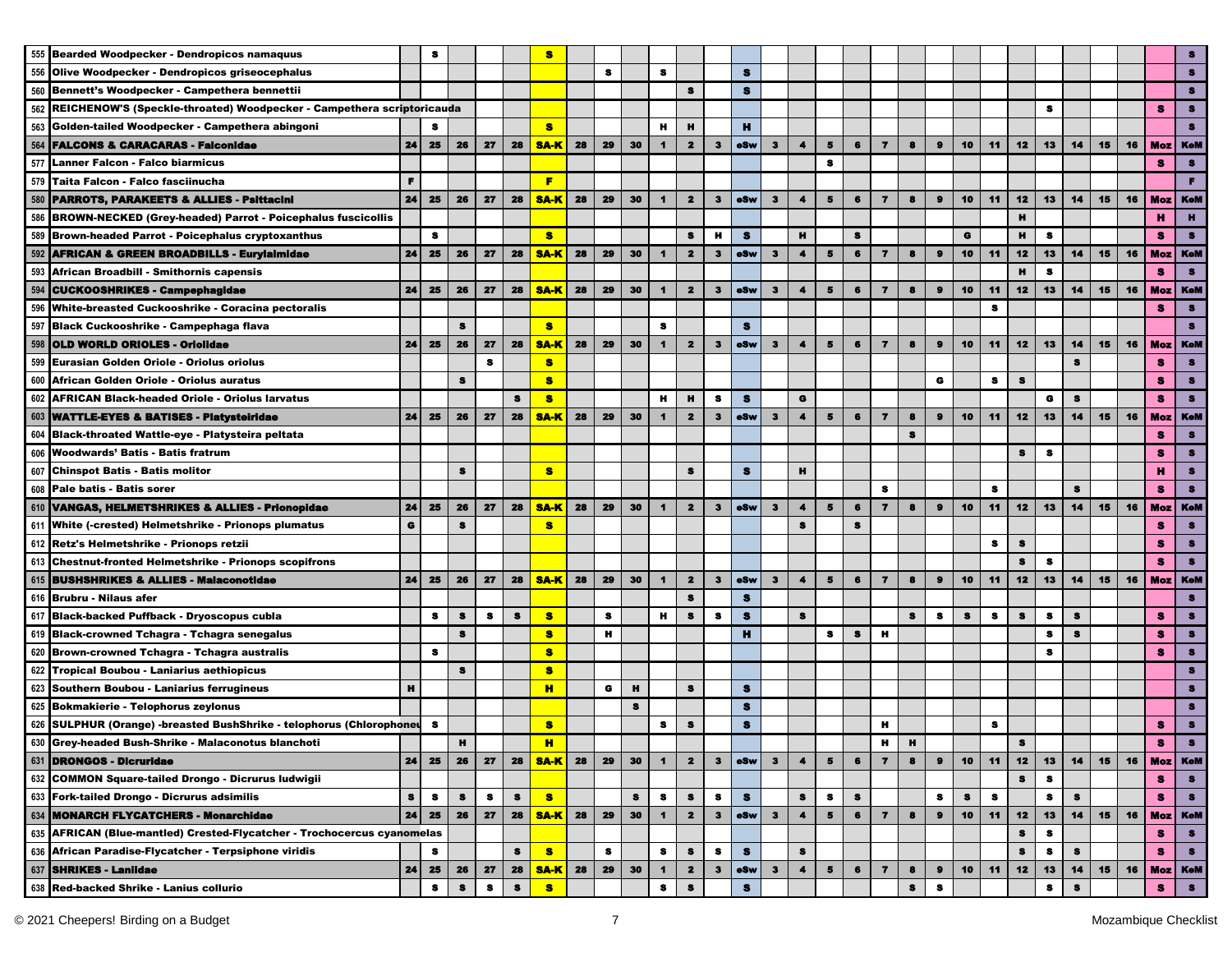| | | | | | | | | | | | | | | | | | | | | | | | | | | | | | | |
|---|---|---|---|---|---|---|---|---|---|---|---|---|---|---|---|---|---|---|---|---|---|---|---|---|---|---|---|---|---|---|
| 555 | Bearded Woodpecker - Dendropicos namaquus | | s | | | | s | | | | | | | | | | | | | | | | | | | | | | | s |
| 556 | Olive Woodpecker - Dendropicos griseocephalus | | | | | | | | s | | s | | | s | | | | | | | | | | | | | | | | s |
| 560 | Bennett's Woodpecker - Campethera bennettii | | | | | | | | | | | s | | s | | | | | | | | | | | | | | | | s |
| 562 | REICHENOW'S (Speckle-throated) Woodpecker - Campethera scriptoricauda | | | | | | | | | | | | | | | | | | | | | | | | s | | | | s | s |
| 563 | Golden-tailed Woodpecker - Campethera abingoni | | s | | | | s | | | | H | H | | H | | | | | | | | | | | | | | | | s |
| 564 | **FALCONS & CARACARAS - Falconidae** | 24 | 25 | 26 | 27 | 28 | SA-K | 28 | 29 | 30 | 1 | 2 | 3 | eSw | 3 | 4 | 5 | 6 | 7 | 8 | 9 | 10 | 11 | 12 | 13 | 14 | 15 | 16 | Moz | KeM |
| 577 | Lanner Falcon - Falco biarmicus | | | | | | | | | | | | | | | | s | | | | | | | | | | | | s | s |
| 579 | Taita Falcon - Falco fasciinucha | F | | | | | F | | | | | | | | | | | | | | | | | | | | | | | F |
| 580 | **PARROTS, PARAKEETS & ALLIES - Psittacini** | 24 | 25 | 26 | 27 | 28 | SA-K | 28 | 29 | 30 | 1 | 2 | 3 | eSw | 3 | 4 | 5 | 6 | 7 | 8 | 9 | 10 | 11 | 12 | 13 | 14 | 15 | 16 | Moz | KeM |
| 586 | BROWN-NECKED (Grey-headed) Parrot - Poicephalus fuscicollis | | | | | | | | | | | | | | | | | | | | | | | H | | | | | H | H |
| 589 | Brown-headed Parrot - Poicephalus cryptoxanthus | | s | | | | s | | | | | s | H | s | | H | | s | | | | G | | H | s | | | | s | s |
| 592 | **AFRICAN & GREEN BROADBILLS - Eurylaimidae** | 24 | 25 | 26 | 27 | 28 | SA-K | 28 | 29 | 30 | 1 | 2 | 3 | eSw | 3 | 4 | 5 | 6 | 7 | 8 | 9 | 10 | 11 | 12 | 13 | 14 | 15 | 16 | Moz | KeM |
| 593 | African Broadbill - Smithornis capensis | | | | | | | | | | | | | | | | | | | | | | | H | s | | | | s | s |
| 594 | **CUCKOOSHRIKES - Campephagidae** | 24 | 25 | 26 | 27 | 28 | SA-K | 28 | 29 | 30 | 1 | 2 | 3 | eSw | 3 | 4 | 5 | 6 | 7 | 8 | 9 | 10 | 11 | 12 | 13 | 14 | 15 | 16 | Moz | KeM |
| 596 | White-breasted Cuckooshrike - Coracina pectoralis | | | | | | | | | | | | | | | | | | | | | | s | | | | | | s | s |
| 597 | Black Cuckooshrike - Campephaga flava | | | s | | | s | | | | s | | | s | | | | | | | | | | | | | | | | s |
| 598 | **OLD WORLD ORIOLES - Oriolidae** | 24 | 25 | 26 | 27 | 28 | SA-K | 28 | 29 | 30 | 1 | 2 | 3 | eSw | 3 | 4 | 5 | 6 | 7 | 8 | 9 | 10 | 11 | 12 | 13 | 14 | 15 | 16 | Moz | KeM |
| 599 | Eurasian Golden Oriole - Oriolus oriolus | | | | s | | s | | | | | | | | | | | | | | | | | | | s | | | s | s |
| 600 | African Golden Oriole - Oriolus auratus | | | s | | | s | | | | | | | | | | | | | | G | | s | s | | | | | s | s |
| 602 | AFRICAN Black-headed Oriole - Oriolus larvatus | | | | | s | s | | | | H | H | s | s | | G | | | | | | | | | G | s | | | s | s |
| 603 | **WATTLE-EYES & BATISES - Platysteiridae** | 24 | 25 | 26 | 27 | 28 | SA-K | 28 | 29 | 30 | 1 | 2 | 3 | eSw | 3 | 4 | 5 | 6 | 7 | 8 | 9 | 10 | 11 | 12 | 13 | 14 | 15 | 16 | Moz | KeM |
| 604 | Black-throated Wattle-eye - Platysteira peltata | | | | | | | | | | | | | | | | | | | s | | | | | | | | | s | s |
| 606 | Woodwards' Batis - Batis fratrum | | | | | | | | | | | | | | | | | | | | | | | s | s | | | | s | s |
| 607 | Chinspot Batis - Batis molitor | | | s | | | s | | | | | s | | s | | H | | | | | | | | | | | | | H | s |
| 608 | Pale batis - Batis sorer | | | | | | | | | | | | | | | | | | s | | | | s | | | s | | | s | s |
| 610 | **VANGAS, HELMETSHRIKES & ALLIES - Prionopidae** | 24 | 25 | 26 | 27 | 28 | SA-K | 28 | 29 | 30 | 1 | 2 | 3 | eSw | 3 | 4 | 5 | 6 | 7 | 8 | 9 | 10 | 11 | 12 | 13 | 14 | 15 | 16 | Moz | KeM |
| 611 | White (-crested) Helmetshrike - Prionops plumatus | G | | s | | | s | | | | | | | | | s | | s | | | | | | | | | | | s | s |
| 612 | Retz's Helmetshrike - Prionops retzii | | | | | | | | | | | | | | | | | | | | | | s | s | | | | | s | s |
| 613 | Chestnut-fronted Helmetshrike - Prionops scopifrons | | | | | | | | | | | | | | | | | | | | | | | s | s | | | | s | s |
| 615 | **BUSHSHRIKES & ALLIES - Malaconotidae** | 24 | 25 | 26 | 27 | 28 | SA-K | 28 | 29 | 30 | 1 | 2 | 3 | eSw | 3 | 4 | 5 | 6 | 7 | 8 | 9 | 10 | 11 | 12 | 13 | 14 | 15 | 16 | Moz | KeM |
| 616 | Brubru - Nilaus afer | | | | | | | | | | | s | | s | | | | | | | | | | | | | | | | s |
| 617 | Black-backed Puffback - Dryoscopus cubla | | s | s | s | s | s | | s | | H | s | s | s | | s | | | | s | s | s | s | s | s | s | | | s | s |
| 619 | Black-crowned Tchagra - Tchagra senegalus | | | s | | | s | | H | | | | | H | | | s | s | H | | | | | | s | s | | | s | s |
| 620 | Brown-crowned Tchagra - Tchagra australis | | s | | | | s | | | | | | | | | | | | | | | | | | s | | | | s | s |
| 622 | Tropical Boubou - Laniarius aethiopicus | | | s | | | s | | | | | | | | | | | | | | | | | | | | | | | s |
| 623 | Southern Boubou - Laniarius ferrugineus | H | | | | | H | | G | H | | s | | s | | | | | | | | | | | | | | | | s |
| 625 | Bokmakierie - Telophorus zeylonus | | | | | | | | | s | | | | s | | | | | | | | | | | | | | | | s |
| 626 | SULPHUR (Orange) -breasted BushShrike - telophorus (Chlorophoneu | | s | | | | s | | | | s | s | | s | | | | | H | | | | s | | | | | | s | s |
| 630 | Grey-headed Bush-Shrike - Malaconotus blanchoti | | | H | | | H | | | | | | | | | | | | H | H | | | | s | | | | | s | s |
| 631 | **DRONGOS - Dicruridae** | 24 | 25 | 26 | 27 | 28 | SA-K | 28 | 29 | 30 | 1 | 2 | 3 | eSw | 3 | 4 | 5 | 6 | 7 | 8 | 9 | 10 | 11 | 12 | 13 | 14 | 15 | 16 | Moz | KeM |
| 632 | COMMON Square-tailed Drongo - Dicrurus ludwigii | | | | | | | | | | | | | | | | | | | | | | | s | s | | | | s | s |
| 633 | Fork-tailed Drongo - Dicrurus adsimilis | s | s | s | s | s | s | | | s | s | s | s | s | | s | s | s | | | s | s | s | | s | s | | | s | s |
| 634 | **MONARCH FLYCATCHERS - Monarchidae** | 24 | 25 | 26 | 27 | 28 | SA-K | 28 | 29 | 30 | 1 | 2 | 3 | eSw | 3 | 4 | 5 | 6 | 7 | 8 | 9 | 10 | 11 | 12 | 13 | 14 | 15 | 16 | Moz | KeM |
| 635 | AFRICAN (Blue-mantled) Crested-Flycatcher - Trochocercus cyanomelas | | | | | | | | | | | | | | | | | | | | | | | s | s | | | | s | s |
| 636 | African Paradise-Flycatcher - Terpsiphone viridis | | s | | | s | s | | s | | s | s | s | s | | s | | | | | | | | s | s | s | | | s | s |
| 637 | **SHRIKES - Laniidae** | 24 | 25 | 26 | 27 | 28 | SA-K | 28 | 29 | 30 | 1 | 2 | 3 | eSw | 3 | 4 | 5 | 6 | 7 | 8 | 9 | 10 | 11 | 12 | 13 | 14 | 15 | 16 | Moz | KeM |
| 638 | Red-backed Shrike - Lanius collurio | | s | s | s | s | s | | | | s | s | | s | | | | | | s | s | | | | s | s | | | s | s |

© 2021 Cheepers! Birding on a Budget — Mozambique Checklist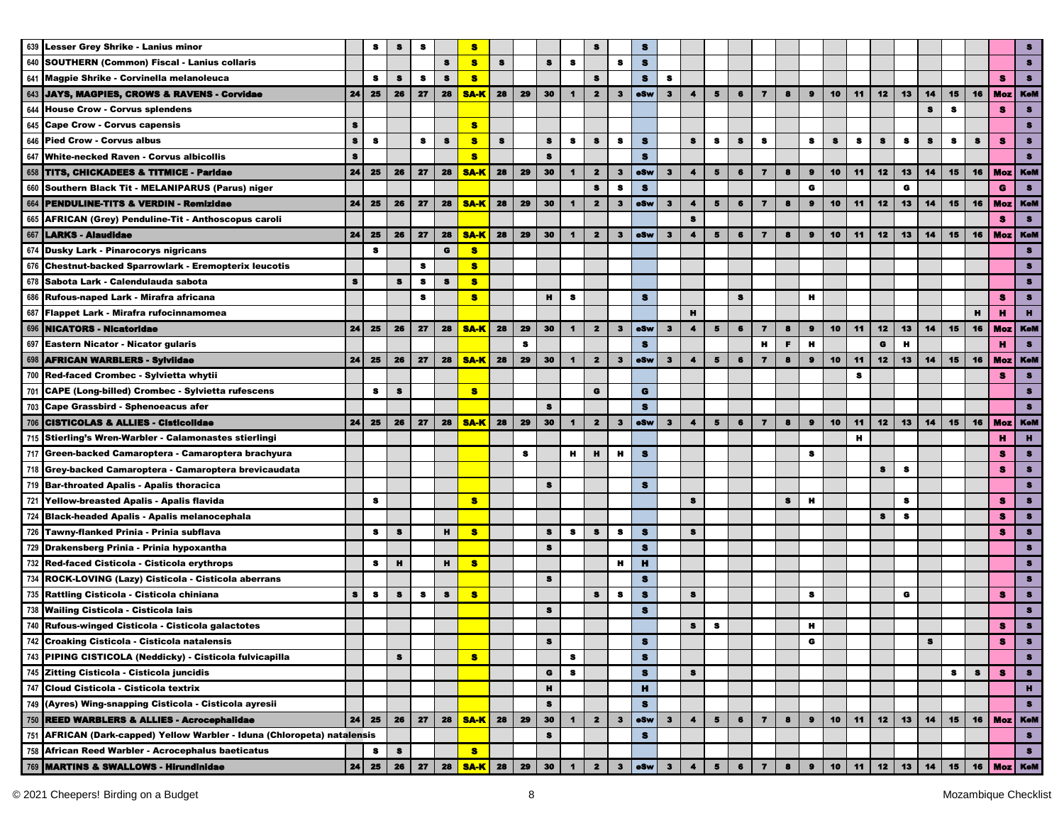| # | Species | 24 | 25 | 26 | 27 | 28 | SA-K | 28 | 29 | 30 | 1 | 2 | 3 | eSw | 3 | 4 | 5 | 6 | 7 | 8 | 9 | 10 | 11 | 12 | 13 | 14 | 15 | 16 | Moz | KeM |
|---|---|---|---|---|---|---|---|---|---|---|---|---|---|---|---|---|---|---|---|---|---|---|---|---|---|---|---|---|---|---|
| 639 | Lesser Grey Shrike - Lanius minor | | s | s | s | | s | | | | | s | | s | | | | | | | | | | | | | | | | s |
| 640 | SOUTHERN (Common) Fiscal - Lanius collaris | | | | | s | s | s | | s | s | | s | s | | | | | | | | | | | | | | | | s |
| 641 | Magpie Shrike - Corvinella melanoleuca | | s | s | s | s | s | | | | | s | | s | s | | | | | | | | | | | | | | s | s |
| 643 | **JAYS, MAGPIES, CROWS & RAVENS - Corvidae** | **24** | **25** | **26** | **27** | **28** | **SA-K** | **28** | **29** | **30** | **1** | **2** | **3** | **eSw** | **3** | **4** | **5** | **6** | **7** | **8** | **9** | **10** | **11** | **12** | **13** | **14** | **15** | **16** | **Moz** | **KeM** |
| 644 | House Crow - Corvus splendens | | | | | | | | | | | | | | | | | | | | | | | | | s | s | | s | s |
| 645 | Cape Crow - Corvus capensis | s | | | | | s | | | | | | | | | | | | | | | | | | | | | | | s |
| 646 | Pied Crow - Corvus albus | s | s | | s | s | s | s | | s | s | s | s | s | | s | s | s | s | | s | s | s | s | s | s | s | s | s | s |
| 647 | White-necked Raven - Corvus albicollis | s | | | | | s | | | s | | | | s | | | | | | | | | | | | | | | | s |
| 658 | **TITS, CHICKADEES & TITMICE - Paridae** | **24** | **25** | **26** | **27** | **28** | **SA-K** | **28** | **29** | **30** | **1** | **2** | **3** | **eSw** | **3** | **4** | **5** | **6** | **7** | **8** | **9** | **10** | **11** | **12** | **13** | **14** | **15** | **16** | **Moz** | **KeM** |
| 660 | Southern Black Tit - MELANIPARUS (Parus) niger | | | | | | | | | | | s | s | s | | | | | | | G | | | | G | | | | G | s |
| 664 | **PENDULINE-TITS & VERDIN - Remizidae** | **24** | **25** | **26** | **27** | **28** | **SA-K** | **28** | **29** | **30** | **1** | **2** | **3** | **eSw** | **3** | **4** | **5** | **6** | **7** | **8** | **9** | **10** | **11** | **12** | **13** | **14** | **15** | **16** | **Moz** | **KeM** |
| 665 | AFRICAN (Grey) Penduline-Tit - Anthoscopus caroli | | | | | | | | | | | | | | | s | | | | | | | | | | | | | s | s |
| 667 | **LARKS - Alaudidae** | **24** | **25** | **26** | **27** | **28** | **SA-K** | **28** | **29** | **30** | **1** | **2** | **3** | **eSw** | **3** | **4** | **5** | **6** | **7** | **8** | **9** | **10** | **11** | **12** | **13** | **14** | **15** | **16** | **Moz** | **KeM** |
| 674 | Dusky Lark - Pinarocorys nigricans | | s | | | G | s | | | | | | | | | | | | | | | | | | | | | | | s |
| 676 | Chestnut-backed Sparrowlark - Eremopterix leucotis | | | | s | | s | | | | | | | | | | | | | | | | | | | | | | | s |
| 678 | Sabota Lark - Calendulauda sabota | s | | s | s | s | s | | | | | | | | | | | | | | | | | | | | | | | s |
| 686 | Rufous-naped Lark - Mirafra africana | | | | s | | s | | | H | s | | | s | | | | s | | | H | | | | | | | | s | s |
| 687 | Flappet Lark - Mirafra rufocinnamomea | | | | | | | | | | | | | | | H | | | | | | | | | | | | H | H | H |
| 696 | **NICATORS - Nicatoridae** | **24** | **25** | **26** | **27** | **28** | **SA-K** | **28** | **29** | **30** | **1** | **2** | **3** | **eSw** | **3** | **4** | **5** | **6** | **7** | **8** | **9** | **10** | **11** | **12** | **13** | **14** | **15** | **16** | **Moz** | **KeM** |
| 697 | Eastern Nicator - Nicator gularis | | | | | | | | s | | | | | s | | | | | H | F | H | | | G | H | | | | H | s |
| 698 | **AFRICAN WARBLERS - Sylviidae** | **24** | **25** | **26** | **27** | **28** | **SA-K** | **28** | **29** | **30** | **1** | **2** | **3** | **eSw** | **3** | **4** | **5** | **6** | **7** | **8** | **9** | **10** | **11** | **12** | **13** | **14** | **15** | **16** | **Moz** | **KeM** |
| 700 | Red-faced Crombec - Sylvietta whytii | | | | | | | | | | | | | | | | | | | | | | s | | | | | | s | s |
| 701 | CAPE (Long-billed) Crombec - Sylvietta rufescens | | s | s | | | s | | | | | G | | G | | | | | | | | | | | | | | | | s |
| 703 | Cape Grassbird - Sphenoeacus afer | | | | | | | | | s | | | | s | | | | | | | | | | | | | | | | s |
| 706 | **CISTICOLAS & ALLIES - Cisticolidae** | **24** | **25** | **26** | **27** | **28** | **SA-K** | **28** | **29** | **30** | **1** | **2** | **3** | **eSw** | **3** | **4** | **5** | **6** | **7** | **8** | **9** | **10** | **11** | **12** | **13** | **14** | **15** | **16** | **Moz** | **KeM** |
| 715 | Stierling's Wren-Warbler - Calamonastes stierlingi | | | | | | | | | | | | | | | | | | | | | | H | | | | | | H | H |
| 717 | Green-backed Camaroptera - Camaroptera brachyura | | | | | | | | s | | H | H | H | s | | | | | | | s | | | | | | | | s | s |
| 718 | Grey-backed Camaroptera - Camaroptera brevicaudata | | | | | | | | | | | | | | | | | | | | | | | s | s | | | | s | s |
| 719 | Bar-throated Apalis - Apalis thoracica | | | | | | | | | s | | | | s | | | | | | | | | | | | | | | | s |
| 721 | Yellow-breasted Apalis - Apalis flavida | | s | | | | s | | | | | | | | | s | | | | s | H | | | | s | | | | s | s |
| 724 | Black-headed Apalis - Apalis melanocephala | | | | | | | | | | | | | | | | | | | | | | | s | s | | | | s | s |
| 726 | Tawny-flanked Prinia - Prinia subflava | | s | s | | H | s | | | s | s | s | s | s | | s | | | | | | | | | | | | | s | s |
| 729 | Drakensberg Prinia - Prinia hypoxantha | | | | | | | | | s | | | | s | | | | | | | | | | | | | | | | s |
| 732 | Red-faced Cisticola - Cisticola erythrops | | s | H | | H | s | | | | | | H | H | | | | | | | | | | | | | | | | s |
| 734 | ROCK-LOVING (Lazy) Cisticola - Cisticola aberrans | | | | | | | | | s | | | | s | | | | | | | | | | | | | | | | s |
| 735 | Rattling Cisticola - Cisticola chiniana | s | s | s | s | s | s | | | | | s | s | s | | s | | | | | s | | | | G | | | | s | s |
| 738 | Wailing Cisticola - Cisticola lais | | | | | | | | | s | | | | s | | | | | | | | | | | | | | | | s |
| 740 | Rufous-winged Cisticola - Cisticola galactotes | | | | | | | | | | | | | | | s | s | | | | H | | | | | | | | s | s |
| 742 | Croaking Cisticola - Cisticola natalensis | | | | | | | | | s | | | | s | | | | | | | G | | | | | s | | | s | s |
| 743 | PIPING CISTICOLA (Neddicky) - Cisticola fulvicapilla | | | s | | | s | | | | s | | | s | | | | | | | | | | | | | | | | s |
| 745 | Zitting Cisticola - Cisticola juncidis | | | | | | | | | G | s | | | s | | s | | | | | | | | | | | s | s | s | s |
| 747 | Cloud Cisticola - Cisticola textrix | | | | | | | | | H | | | | H | | | | | | | | | | | | | | | | H |
| 749 | (Ayres) Wing-snapping Cisticola - Cisticola ayresii | | | | | | | | | s | | | | s | | | | | | | | | | | | | | | | s |
| 750 | **REED WARBLERS & ALLIES - Acrocephalidae** | **24** | **25** | **26** | **27** | **28** | **SA-K** | **28** | **29** | **30** | **1** | **2** | **3** | **eSw** | **3** | **4** | **5** | **6** | **7** | **8** | **9** | **10** | **11** | **12** | **13** | **14** | **15** | **16** | **Moz** | **KeM** |
| 751 | AFRICAN (Dark-capped) Yellow Warbler - Iduna (Chloropeta) natalensis | | | | | | | | | s | | | | s | | | | | | | | | | | | | | | | s |
| 758 | African Reed Warbler - Acrocephalus baeticatus | | s | s | | | s | | | | | | | | | | | | | | | | | | | | | | | s |
| 769 | **MARTINS & SWALLOWS - Hirundinidae** | **24** | **25** | **26** | **27** | **28** | **SA-K** | **28** | **29** | **30** | **1** | **2** | **3** | **eSw** | **3** | **4** | **5** | **6** | **7** | **8** | **9** | **10** | **11** | **12** | **13** | **14** | **15** | **16** | **Moz** | **KeM** |

© 2021 Cheepers! Birding on a Budget — Mozambique Checklist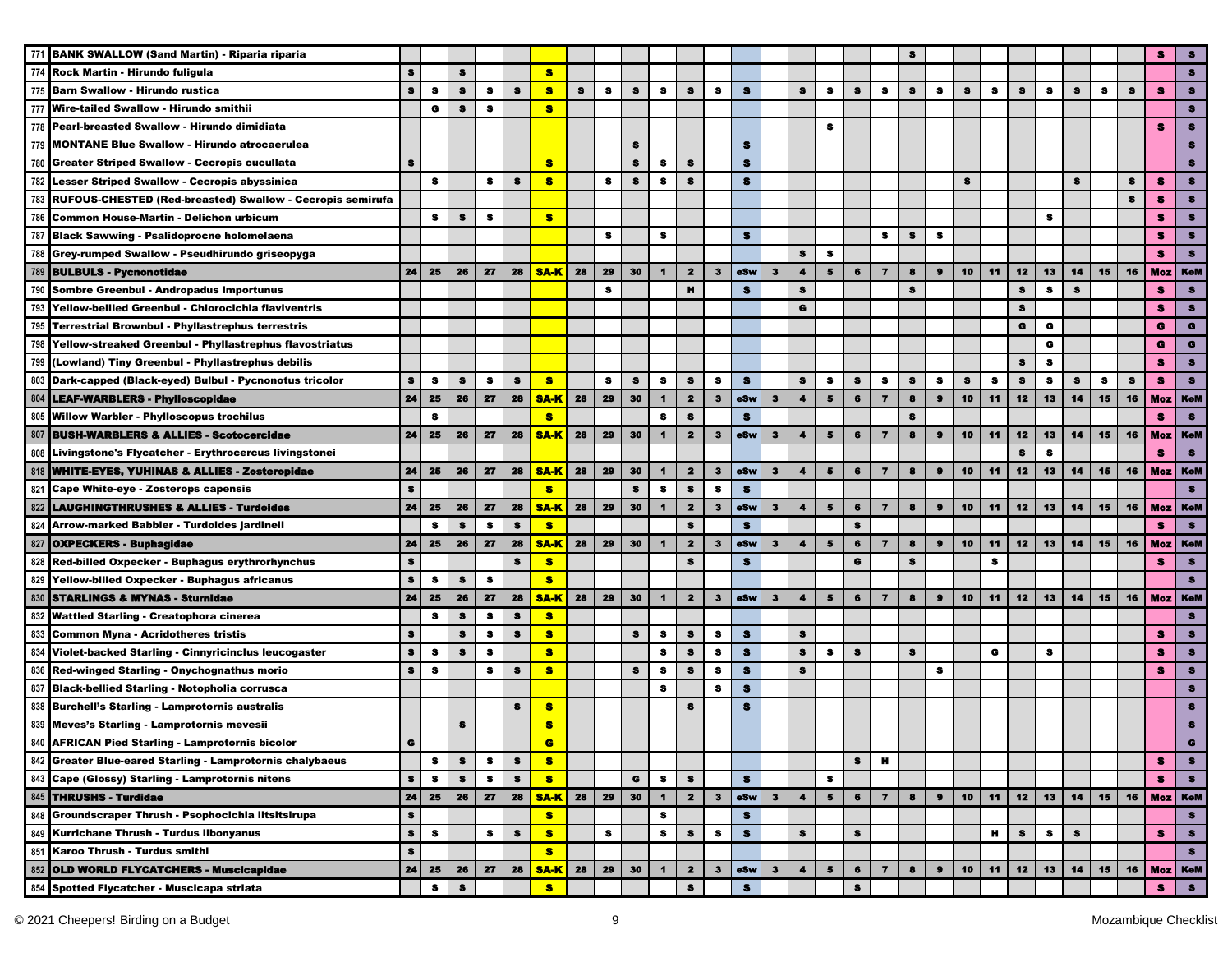| # | Species | 24 | 25 | 26 | 27 | 28 | SA-K | 28 | 29 | 30 | 1 | 2 | 3 | eSw | 3 | 4 | 5 | 6 | 7 | 8 | 9 | 10 | 11 | 12 | 13 | 14 | 15 | 16 | Moz | KeM |
|---|---|---|---|---|---|---|---|---|---|---|---|---|---|---|---|---|---|---|---|---|---|---|---|---|---|---|---|---|---|---|
| 771 | BANK SWALLOW (Sand Martin) - Riparia riparia | | | | | | | | | | | | | | | | | | | S | | | | | | | | | S | S |
| 774 | Rock Martin - Hirundo fuligula | S | | S | | | S | | | | | | | | | | | | | | | | | | | | | | | S |
| 775 | Barn Swallow - Hirundo rustica | S | S | S | S | S | S | S | S | S | S | S | S | S | | S | S | S | S | S | S | S | S | S | S | S | S | S | S | S |
| 777 | Wire-tailed Swallow - Hirundo smithii | | G | S | S | | S | | | | | | | | | | | | | | | | | | | | | | | S |
| 778 | Pearl-breasted Swallow - Hirundo dimidiata | | | | | | | | | | | | | | | | S | | | | | | | | | | | | S | S |
| 779 | MONTANE Blue Swallow - Hirundo atrocaerulea | | | | | | | | | S | | | | S | | | | | | | | | | | | | | | | S |
| 780 | Greater Striped Swallow - Cecropis cucullata | S | | | | | S | | | S | S | S | | S | | | | | | | | | | | | | | | | S |
| 782 | Lesser Striped Swallow - Cecropis abyssinica | | S | | S | S | S | | S | S | S | S | | S | | | | | | | | S | | | | S | | S | S | S |
| 783 | RUFOUS-CHESTED (Red-breasted) Swallow - Cecropis semirufa | | | | | | | | | | | | | | | | | | | | | | | | | | | S | S | S |
| 786 | Common House-Martin - Delichon urbicum | | S | S | S | | S | | | | | | | | | | | | | | | | | | S | | | | S | S |
| 787 | Black Sawwing - Psalidoprocne holomelaena | | | | | | | | S | | S | | | S | | | | | S | S | S | | | | | | | | S | S |
| 788 | Grey-rumped Swallow - Pseudhirundo griseopyga | | | | | | | | | | | | | | | S | S | | | | | | | | | | | | S | S |
| 789 | **BULBULS - Pycnonotidae** | 24 | 25 | 26 | 27 | 28 | SA-K | 28 | 29 | 30 | 1 | 2 | 3 | eSw | 3 | 4 | 5 | 6 | 7 | 8 | 9 | 10 | 11 | 12 | 13 | 14 | 15 | 16 | Moz | KeM |
| 790 | Sombre Greenbul - Andropadus importunus | | | | | | | | S | | | H | | S | | S | | | | S | | | | S | S | S | | | S | S |
| 793 | Yellow-bellied Greenbul - Chlorocichla flaviventris | | | | | | | | | | | | | | | G | | | | | | | | S | | | | | S | S |
| 795 | Terrestrial Brownbul - Phyllastrephus terrestris | | | | | | | | | | | | | | | | | | | | | | | G | G | | | | G | G |
| 798 | Yellow-streaked Greenbul - Phyllastrephus flavostriatus | | | | | | | | | | | | | | | | | | | | | | | | G | | | | G | G |
| 799 | (Lowland) Tiny Greenbul - Phyllastrephus debilis | | | | | | | | | | | | | | | | | | | | | | | S | S | | | | S | S |
| 803 | Dark-capped (Black-eyed) Bulbul - Pycnonotus tricolor | S | S | S | S | S | S | | S | S | S | S | S | S | | S | S | S | S | S | S | S | S | S | S | S | S | S | S | S |
| 804 | **LEAF-WARBLERS - Phylloscopidae** | 24 | 25 | 26 | 27 | 28 | SA-K | 28 | 29 | 30 | 1 | 2 | 3 | eSw | 3 | 4 | 5 | 6 | 7 | 8 | 9 | 10 | 11 | 12 | 13 | 14 | 15 | 16 | Moz | KeM |
| 805 | Willow Warbler - Phylloscopus trochilus | | S | | | | S | | | | S | S | | S | | | | | | S | | | | | | | | | S | S |
| 807 | **BUSH-WARBLERS & ALLIES - Scotocercidae** | 24 | 25 | 26 | 27 | 28 | SA-K | 28 | 29 | 30 | 1 | 2 | 3 | eSw | 3 | 4 | 5 | 6 | 7 | 8 | 9 | 10 | 11 | 12 | 13 | 14 | 15 | 16 | Moz | KeM |
| 808 | Livingstone's Flycatcher - Erythrocercus livingstonei | | | | | | | | | | | | | | | | | | | | | | | S | S | | | | S | S |
| 818 | **WHITE-EYES, YUHINAS & ALLIES - Zosteropidae** | 24 | 25 | 26 | 27 | 28 | SA-K | 28 | 29 | 30 | 1 | 2 | 3 | eSw | 3 | 4 | 5 | 6 | 7 | 8 | 9 | 10 | 11 | 12 | 13 | 14 | 15 | 16 | Moz | KeM |
| 821 | Cape White-eye - Zosterops capensis | S | | | | | S | | | S | S | S | S | S | | | | | | | | | | | | | | | | S |
| 822 | **LAUGHINGTHRUSHES & ALLIES - Turdoides** | 24 | 25 | 26 | 27 | 28 | SA-K | 28 | 29 | 30 | 1 | 2 | 3 | eSw | 3 | 4 | 5 | 6 | 7 | 8 | 9 | 10 | 11 | 12 | 13 | 14 | 15 | 16 | Moz | KeM |
| 824 | Arrow-marked Babbler - Turdoides jardineii | | S | S | S | S | S | | | | | S | | S | | | | S | | | | | | | | | | | S | S |
| 827 | **OXPECKERS - Buphagidae** | 24 | 25 | 26 | 27 | 28 | SA-K | 28 | 29 | 30 | 1 | 2 | 3 | eSw | 3 | 4 | 5 | 6 | 7 | 8 | 9 | 10 | 11 | 12 | 13 | 14 | 15 | 16 | Moz | KeM |
| 828 | Red-billed Oxpecker - Buphagus erythrorhynchus | S | | | | S | S | | | | | S | | S | | | | G | | S | | | S | | | | | | S | S |
| 829 | Yellow-billed Oxpecker - Buphagus africanus | S | S | S | S | | S | | | | | | | | | | | | | | | | | | | | | | | S |
| 830 | **STARLINGS & MYNAS - Sturnidae** | 24 | 25 | 26 | 27 | 28 | SA-K | 28 | 29 | 30 | 1 | 2 | 3 | eSw | 3 | 4 | 5 | 6 | 7 | 8 | 9 | 10 | 11 | 12 | 13 | 14 | 15 | 16 | Moz | KeM |
| 832 | Wattled Starling - Creatophora cinerea | | S | S | S | S | S | | | | | | | | | | | | | | | | | | | | | | | S |
| 833 | Common Myna - Acridotheres tristis | S | | S | S | S | S | | | S | S | S | S | S | | S | | | | | | | | | | | | | S | S |
| 834 | Violet-backed Starling - Cinnyricinclus leucogaster | S | S | S | S | | S | | | | S | S | S | S | | S | S | S | | S | | | G | | S | | | | S | S |
| 836 | Red-winged Starling - Onychognathus morio | S | S | | S | S | S | | | S | S | S | S | S | | S | | | | | S | | | | | | | | S | S |
| 837 | Black-bellied Starling - Notopholia corrusca | | | | | | | | | | S | | S | S | | | | | | | | | | | | | | | | S |
| 838 | Burchell's Starling - Lamprotornis australis | | | | | S | S | | | | | S | | S | | | | | | | | | | | | | | | | S |
| 839 | Meves's Starling - Lamprotornis mevesii | | | S | | | S | | | | | | | | | | | | | | | | | | | | | | | S |
| 840 | AFRICAN Pied Starling - Lamprotornis bicolor | G | | | | | G | | | | | | | | | | | | | | | | | | | | | | | G |
| 842 | Greater Blue-eared Starling - Lamprotornis chalybaeus | | S | S | S | S | S | | | | | | | | | | | S | H | | | | | | | | | | S | S |
| 843 | Cape (Glossy) Starling - Lamprotornis nitens | S | S | S | S | S | S | | | G | S | S | | S | | | S | | | | | | | | | | | | S | S |
| 845 | **THRUSHS - Turdidae** | 24 | 25 | 26 | 27 | 28 | SA-K | 28 | 29 | 30 | 1 | 2 | 3 | eSw | 3 | 4 | 5 | 6 | 7 | 8 | 9 | 10 | 11 | 12 | 13 | 14 | 15 | 16 | Moz | KeM |
| 848 | Groundscraper Thrush - Psophocichla litsitsirupa | S | | | | | S | | | | S | | | S | | | | | | | | | | | | | | | | S |
| 849 | Kurrichane Thrush - Turdus libonyanus | S | S | | S | S | S | | S | | S | S | S | S | | S | | S | | | | | H | S | S | S | | | S | S |
| 851 | Karoo Thrush - Turdus smithi | S | | | | | S | | | | | | | | | | | | | | | | | | | | | | | S |
| 852 | **OLD WORLD FLYCATCHERS - Muscicapidae** | 24 | 25 | 26 | 27 | 28 | SA-K | 28 | 29 | 30 | 1 | 2 | 3 | eSw | 3 | 4 | 5 | 6 | 7 | 8 | 9 | 10 | 11 | 12 | 13 | 14 | 15 | 16 | Moz | KeM |
| 854 | Spotted Flycatcher - Muscicapa striata | | S | S | | | S | | | | | S | | S | | | | S | | | | | | | | | | | S | S |

© 2021 Cheepers! Birding on a Budget — Mozambique Checklist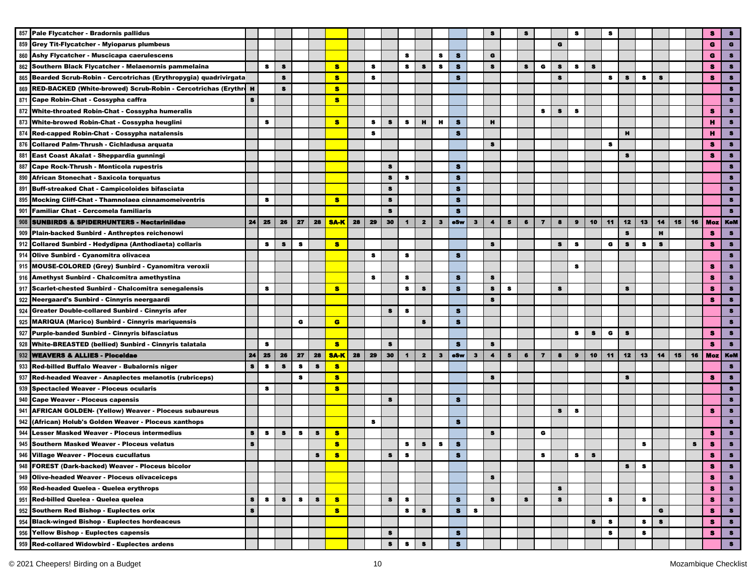| | | | | | | | | | | | | | | | | | | | | | | | | | | | | | | |
|---|---|---|---|---|---|---|---|---|---|---|---|---|---|---|---|---|---|---|---|---|---|---|---|---|---|---|---|---|---|---|
| 857 | Pale Flycatcher - Bradornis pallidus | | | | | | | | | | | | | | | S | | S | | | S | | S | | | | | | S | S |
| 859 | Grey Tit-Flycatcher - Myioparus plumbeus | | | | | | | | | | | | | | | | | | | G | | | | | | | | | G | G |
| 860 | Ashy Flycatcher - Muscicapa caerulescens | | | | | | | | | | S | | S | S | | G | | | | | | | | | | | | | G | S |
| 862 | Southern Black Flycatcher - Melaenornis pammelaina | | S | S | | | S | | S | | S | S | S | S | | S | | S | G | S | S | S | | | | | | | S | S |
| 865 | Bearded Scrub-Robin - Cercotrichas (Erythropygia) quadrivirgata | | | S | | | S | | S | | | | | S | | | | | | S | | | S | S | S | S | | | S | S |
| 869 | RED-BACKED (White-browed) Scrub-Robin - Cercotrichas (Erythro | H | | S | | | S | | | | | | | | | | | | | | | | | | | | | | | S |
| 871 | Cape Robin-Chat - Cossypha caffra | S | | | | | S | | | | | | | | | | | | | | | | | | | | | | | S |
| 872 | White-throated Robin-Chat - Cossypha humeralis | | | | | | | | | | | | | | | | | | S | S | S | | | | | | | | S | S |
| 873 | White-browed Robin-Chat - Cossypha heuglini | | S | | | | S | | S | S | S | H | H | S | | H | | | | | | | | | | | | | H | S |
| 874 | Red-capped Robin-Chat - Cossypha natalensis | | | | | | | | S | | | | | S | | | | | | | | | | H | | | | | H | S |
| 876 | Collared Palm-Thrush - Cichladusa arquata | | | | | | | | | | | | | | | S | | | | | | | S | | | | | | S | S |
| 881 | East Coast Akalat - Sheppardia gunningi | | | | | | | | | | | | | | | | | | | | | | | S | | | | | S | S |
| 887 | Cape Rock-Thrush - Monticola rupestris | | | | | | | | | S | | | | S | | | | | | | | | | | | | | | | S |
| 890 | African Stonechat - Saxicola torquatus | | | | | | | | | S | S | | | S | | | | | | | | | | | | | | | | S |
| 891 | Buff-streaked Chat - Campicoloides bifasciata | | | | | | | | | S | | | | S | | | | | | | | | | | | | | | | S |
| 895 | Mocking Cliff-Chat - Thamnolaea cinnamomeiventris | | S | | | | S | | | S | | | | S | | | | | | | | | | | | | | | | S |
| 901 | Familiar Chat - Cercomela familiaris | | | | | | | | | S | | | | S | | | | | | | | | | | | | | | | S |
| 908 | **SUNBIRDS & SPIDERHUNTERS - Nectariniidae** | 24 | 25 | 26 | 27 | 28 | SA-K | 28 | 29 | 30 | 1 | 2 | 3 | eSw | 3 | 4 | 5 | 6 | 7 | 8 | 9 | 10 | 11 | 12 | 13 | 14 | 15 | 16 | Moz | KeM |
| 909 | Plain-backed Sunbird - Anthreptes reichenowi | | | | | | | | | | | | | | | | | | | | | | | S | | H | | | S | S |
| 912 | Collared Sunbird - Hedydipna (Anthodiaeta) collaris | | S | S | S | | S | | | | | | | | | S | | | | S | S | | G | S | S | S | | | S | S |
| 914 | Olive Sunbird - Cyanomitra olivacea | | | | | | | | S | | S | | | S | | | | | | | | | | | | | | | | S |
| 915 | MOUSE-COLORED (Grey) Sunbird - Cyanomitra veroxii | | | | | | | | | | | | | | | | | | | | S | | | | | | | | S | S |
| 916 | Amethyst Sunbird - Chalcomitra amethystina | | | | | | | | S | | S | | | S | | S | | | | | | | | | | | | | S | S |
| 917 | Scarlet-chested Sunbird - Chalcomitra senegalensis | | S | | | | S | | | | S | S | | S | | S | S | | | S | | | | S | | | | | S | S |
| 922 | Neergaard's Sunbird - Cinnyris neergaardi | | | | | | | | | | | | | | | S | | | | | | | | | | | | | S | S |
| 924 | Greater Double-collared Sunbird - Cinnyris afer | | | | | | | | | S | S | | | S | | | | | | | | | | | | | | | | S |
| 925 | MARIQUA (Marico) Sunbird - Cinnyris mariquensis | | | | G | | G | | | | | S | | S | | | | | | | | | | | | | | | | S |
| 927 | Purple-banded Sunbird - Cinnyris bifasciatus | | | | | | | | | | | | | | | | | | | | S | S | G | S | | | | | S | S |
| 928 | White-BREASTED (bellied) Sunbird - Cinnyris talatala | | S | | | | S | | | S | | | | S | | S | | | | | | | | | | | | | S | S |
| 932 | **WEAVERS & ALLIES - Ploceidae** | 24 | 25 | 26 | 27 | 28 | SA-K | 28 | 29 | 30 | 1 | 2 | 3 | eSw | 3 | 4 | 5 | 6 | 7 | 8 | 9 | 10 | 11 | 12 | 13 | 14 | 15 | 16 | Moz | KeM |
| 933 | Red-billed Buffalo Weaver - Bubalornis niger | S | S | S | S | S | S | | | | | | | | | | | | | | | | | | | | | | | S |
| 937 | Red-headed Weaver - Anaplectes melanotis (rubriceps) | | | | S | | S | | | | | | | | | S | | | | | | | | S | | | | | S | S |
| 939 | Spectacled Weaver - Ploceus ocularis | | S | | | | S | | | | | | | | | | | | | | | | | | | | | | | S |
| 940 | Cape Weaver - Ploceus capensis | | | | | | | | | S | | | | S | | | | | | | | | | | | | | | | S |
| 941 | AFRICAN GOLDEN- (Yellow) Weaver - Ploceus subaureus | | | | | | | | | | | | | | | | | | | S | S | | | | | | | | S | S |
| 942 | (African) Holub's Golden Weaver - Ploceus xanthops | | | | | | | | S | | | | | S | | | | | | | | | | | | | | | | S |
| 944 | Lesser Masked Weaver - Ploceus intermedius | S | S | S | S | S | S | | | | | | | | | S | | | G | | | | | | | | | | S | S |
| 945 | Southern Masked Weaver - Ploceus velatus | S | | | | | S | | | | S | S | S | S | | | | | | | | | | | S | | | S | S | S |
| 946 | Village Weaver - Ploceus cucullatus | | | | | S | S | | | S | S | | | S | | | | | S | | S | S | | | | | | | S | S |
| 948 | FOREST (Dark-backed) Weaver - Ploceus bicolor | | | | | | | | | | | | | | | | | | | | | | | S | S | | | | S | S |
| 949 | Olive-headed Weaver - Ploceus olivaceiceps | | | | | | | | | | | | | | | S | | | | | | | | | | | | | S | S |
| 950 | Red-headed Quelea - Quelea erythrops | | | | | | | | | | | | | | | | | | | S | | | | | | | | | S | S |
| 951 | Red-billed Quelea - Quelea quelea | S | S | S | S | S | S | | | S | S | | | S | | S | | S | | S | | | S | | S | | | | S | S |
| 952 | Southern Red Bishop - Euplectes orix | S | | | | | S | | | | S | S | | S | S | | | | | | | | | | | G | | | S | S |
| 954 | Black-winged Bishop - Euplectes hordeaceus | | | | | | | | | | | | | | | | | | | | | S | S | | S | S | | | S | S |
| 956 | Yellow Bishop - Euplectes capensis | | | | | | | | | S | | | | S | | | | | | | | | S | | S | | | | S | S |
| 959 | Red-collared Widowbird - Euplectes ardens | | | | | | | | | S | S | S | | S | | | | | | | | | | | | | | | | S |

© 2021 Cheepers! Birding on a Budget — Mozambique Checklist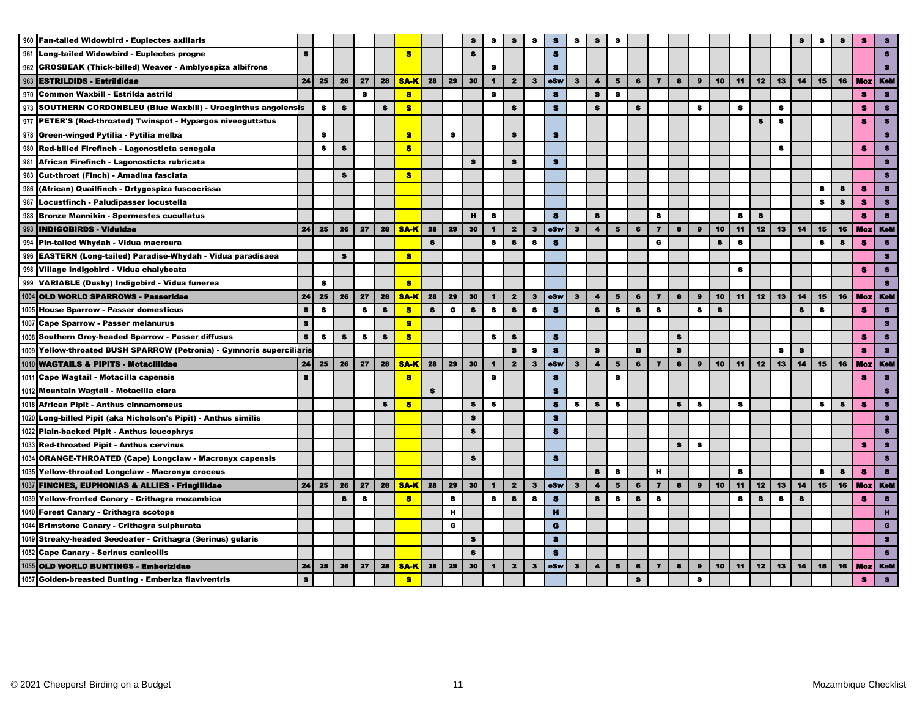| | | 24 | 25 | 26 | 27 | 28 | SA-K | 28 | 29 | 30 | 1 | 2 | 3 | eSw | 3 | 4 | 5 | 6 | 7 | 8 | 9 | 10 | 11 | 12 | 13 | 14 | 15 | 16 | Moz | KeM |
|---|---|---|---|---|---|---|---|---|---|---|---|---|---|---|---|---|---|---|---|---|---|---|---|---|---|---|---|---|---|---|
| 960 | **Fan-tailed Widowbird - Euplectes axillaris** | | | | | | | | | s | s | s | s | s | s | s | s | | | | | | | | | s | s | s | s | s |
| 961 | **Long-tailed Widowbird - Euplectes progne** | s | | | | | s | | | s | | | | s | | | | | | | | | | | | | | | | s |
| 962 | **GROSBEAK (Thick-billed) Weaver - Amblyospiza albifrons** | | | | | | | | | | s | | | s | | | | | | | | | | | | | | | | s |
| 963 | **ESTRILDIDS - Estrildidae** | 24 | 25 | 26 | 27 | 28 | SA-K | 28 | 29 | 30 | 1 | 2 | 3 | eSw | 3 | 4 | 5 | 6 | 7 | 8 | 9 | 10 | 11 | 12 | 13 | 14 | 15 | 16 | Moz | KeM |
| 970 | **Common Waxbill - Estrilda astrild** | | | | s | | s | | | | s | | | s | | s | s | | | | | | | | | | | | s | s |
| 973 | **SOUTHERN CORDONBLEU (Blue Waxbill) - Uraeginthus angolensis** | | s | s | | s | s | | | | | s | | s | | s | | s | | | s | | s | | s | | | | s | s |
| 977 | **PETER'S (Red-throated) Twinspot - Hypargos niveoguttatus** | | | | | | | | | | | | | | | | | | | | | | | s | s | | | | s | s |
| 978 | **Green-winged Pytilia - Pytilia melba** | | s | | | | s | | s | | | s | | s | | | | | | | | | | | | | | | | s |
| 980 | **Red-billed Firefinch - Lagonosticta senegala** | | s | s | | | s | | | | | | | | | | | | | | | | | | s | | | | s | s |
| 981 | **African Firefinch - Lagonosticta rubricata** | | | | | | | | | s | | s | | s | | | | | | | | | | | | | | | | s |
| 983 | **Cut-throat (Finch) - Amadina fasciata** | | | s | | | s | | | | | | | | | | | | | | | | | | | | | | | s |
| 986 | **(African) Quailfinch - Ortygospiza fuscocrissa** | | | | | | | | | | | | | | | | | | | | | | | | | | s | s | s | s |
| 987 | **Locustfinch - Paludipasser locustella** | | | | | | | | | | | | | | | | | | | | | | | | | | s | s | s | s |
| 988 | **Bronze Mannikin - Spermestes cucullatus** | | | | | | | | | H | s | | | s | | s | | | s | | | | s | s | | | | | s | s |
| 993 | **INDIGOBIRDS - Viduidae** | 24 | 25 | 26 | 27 | 28 | SA-K | 28 | 29 | 30 | 1 | 2 | 3 | eSw | 3 | 4 | 5 | 6 | 7 | 8 | 9 | 10 | 11 | 12 | 13 | 14 | 15 | 16 | Moz | KeM |
| 994 | **Pin-tailed Whydah - Vidua macroura** | | | | | | | s | | | s | s | s | s | | | | | G | | | s | s | | | | s | s | s | s |
| 996 | **EASTERN (Long-tailed) Paradise-Whydah - Vidua paradisaea** | | | s | | | s | | | | | | | | | | | | | | | | | | | | | | | s |
| 998 | **Village Indigobird - Vidua chalybeata** | | | | | | | | | | | | | | | | | | | | | | s | | | | | | s | s |
| 999 | **VARIABLE (Dusky) Indigobird - Vidua funerea** | | s | | | | s | | | | | | | | | | | | | | | | | | | | | | | s |
| 1004 | **OLD WORLD SPARROWS - Passeridae** | 24 | 25 | 26 | 27 | 28 | SA-K | 28 | 29 | 30 | 1 | 2 | 3 | eSw | 3 | 4 | 5 | 6 | 7 | 8 | 9 | 10 | 11 | 12 | 13 | 14 | 15 | 16 | Moz | KeM |
| 1005 | **House Sparrow - Passer domesticus** | s | s | | s | s | s | s | G | s | s | s | s | s | | s | s | s | s | | s | s | | | | s | s | | s | s |
| 1007 | **Cape Sparrow - Passer melanurus** | s | | | | | s | | | | | | | | | | | | | | | | | | | | | | | s |
| 1008 | **Southern Grey-headed Sparrow - Passer diffusus** | s | s | s | s | s | s | | | | s | s | | s | | | | | | s | | | | | | | | | s | s |
| 1009 | **Yellow-throated BUSH SPARROW (Petronia) - Gymnoris superciliaris** | | | | | | | | | | | s | s | s | | s | | G | | s | | | | | s | s | | | s | s |
| 1010 | **WAGTAILS & PIPITS - Motacillidae** | 24 | 25 | 26 | 27 | 28 | SA-K | 28 | 29 | 30 | 1 | 2 | 3 | eSw | 3 | 4 | 5 | 6 | 7 | 8 | 9 | 10 | 11 | 12 | 13 | 14 | 15 | 16 | Moz | KeM |
| 1011 | **Cape Wagtail - Motacilla capensis** | s | | | | | s | | | | s | | | s | | | s | | | | | | | | | | | | s | s |
| 1012 | **Mountain Wagtail - Motacilla clara** | | | | | | | s | | | | | | s | | | | | | | | | | | | | | | | s |
| 1018 | **African Pipit - Anthus cinnamomeus** | | | | | s | s | | | s | s | | | s | s | s | s | | | s | s | | s | | | | s | s | s | s |
| 1020 | **Long-billed Pipit (aka Nicholson's Pipit) - Anthus similis** | | | | | | | | | s | | | | s | | | | | | | | | | | | | | | | s |
| 1022 | **Plain-backed Pipit - Anthus leucophrys** | | | | | | | | | s | | | | s | | | | | | | | | | | | | | | | s |
| 1033 | **Red-throated Pipit - Anthus cervinus** | | | | | | | | | | | | | | | | | | | s | s | | | | | | | | s | s |
| 1034 | **ORANGE-THROATED (Cape) Longclaw - Macronyx capensis** | | | | | | | | | s | | | | s | | | | | | | | | | | | | | | | s |
| 1035 | **Yellow-throated Longclaw - Macronyx croceus** | | | | | | | | | | | | | | | s | s | | H | | | | s | | | | s | s | s | s |
| 1037 | **FINCHES, EUPHONIAS & ALLIES - Fringillidae** | 24 | 25 | 26 | 27 | 28 | SA-K | 28 | 29 | 30 | 1 | 2 | 3 | eSw | 3 | 4 | 5 | 6 | 7 | 8 | 9 | 10 | 11 | 12 | 13 | 14 | 15 | 16 | Moz | KeM |
| 1039 | **Yellow-fronted Canary - Crithagra mozambica** | | | s | s | | s | | s | | s | s | s | s | | s | s | s | s | | | | s | s | s | s | | | s | s |
| 1040 | **Forest Canary - Crithagra scotops** | | | | | | | | H | | | | | H | | | | | | | | | | | | | | | | H |
| 1044 | **Brimstone Canary - Crithagra sulphurata** | | | | | | | | G | | | | | G | | | | | | | | | | | | | | | | G |
| 1049 | **Streaky-headed Seedeater - Crithagra (Serinus) gularis** | | | | | | | | | s | | | | s | | | | | | | | | | | | | | | | s |
| 1052 | **Cape Canary - Serinus canicollis** | | | | | | | | | s | | | | s | | | | | | | | | | | | | | | | s |
| 1055 | **OLD WORLD BUNTINGS - Emberizidae** | 24 | 25 | 26 | 27 | 28 | SA-K | 28 | 29 | 30 | 1 | 2 | 3 | eSw | 3 | 4 | 5 | 6 | 7 | 8 | 9 | 10 | 11 | 12 | 13 | 14 | 15 | 16 | Moz | KeM |
| 1057 | **Golden-breasted Bunting - Emberiza flaviventris** | s | | | | | s | | | | | | | | | | | s | | | s | | | | | | | | s | s |

© 2021 Cheepers! Birding on a Budget — Mozambique Checklist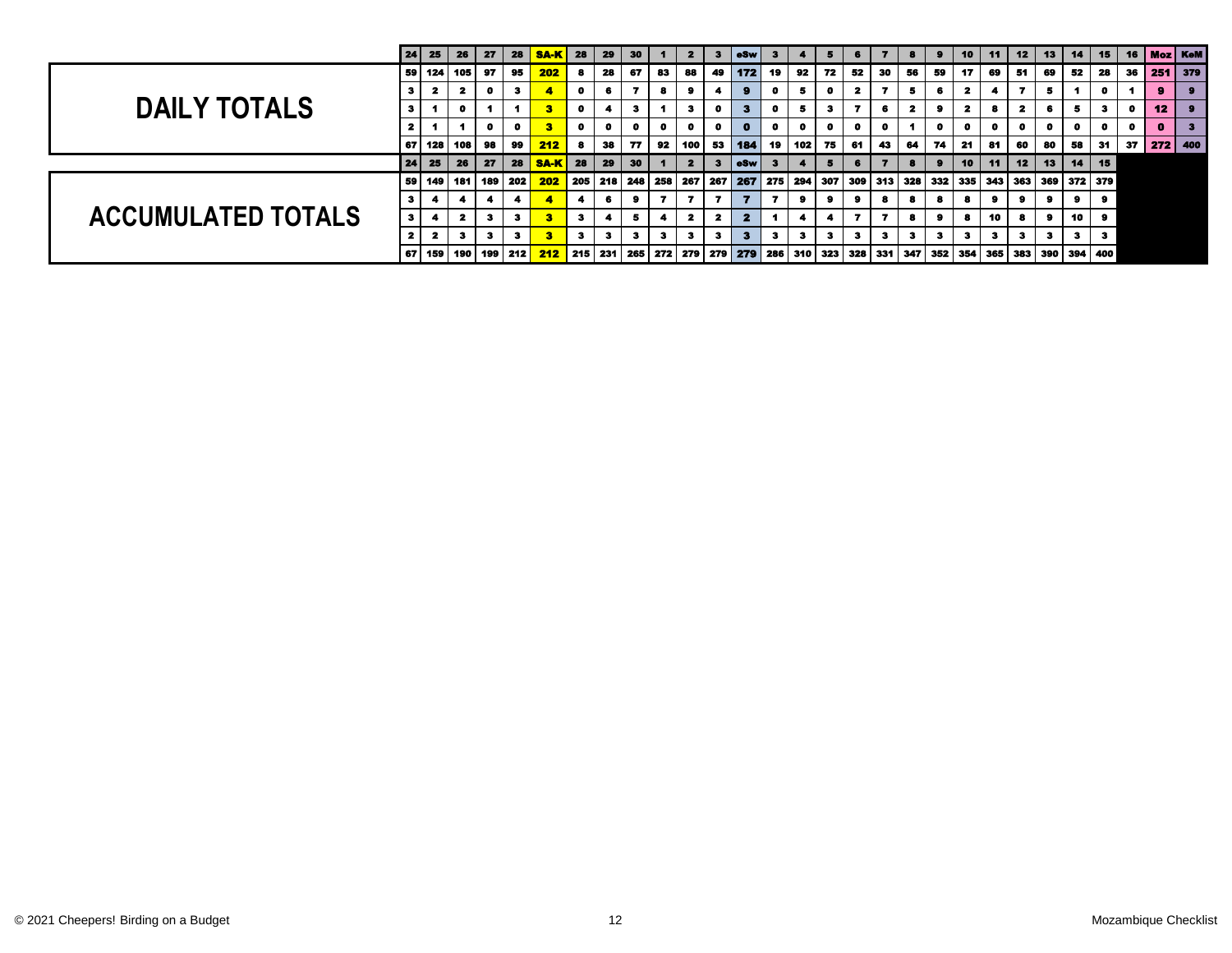## DAILY TOTALS

| 24 | 25 | 26 | 27 | 28 | SA-K | 28 | 29 | 30 | 1 | 2 | 3 | eSw | 3 | 4 | 5 | 6 | 7 | 8 | 9 | 10 | 11 | 12 | 13 | 14 | 15 | 16 | Moz | KeM |
|---|---|---|---|---|---|---|---|---|---|---|---|---|---|---|---|---|---|---|---|---|---|---|---|---|---|---|---|---|
| 59 | 124 | 105 | 97 | 95 | 202 | 8 | 28 | 67 | 83 | 88 | 49 | 172 | 19 | 92 | 72 | 52 | 30 | 56 | 59 | 17 | 69 | 51 | 69 | 52 | 28 | 36 | 251 | 379 |
| 3 | 2 | 2 | 0 | 3 | 4 | 0 | 6 | 7 | 8 | 9 | 4 | 9 | 0 | 5 | 0 | 2 | 7 | 5 | 6 | 2 | 4 | 7 | 5 | 1 | 0 | 1 | 9 | 9 |
| 3 | 1 | 0 | 1 | 1 | 3 | 0 | 4 | 3 | 1 | 3 | 0 | 3 | 0 | 5 | 3 | 7 | 6 | 2 | 9 | 2 | 8 | 2 | 6 | 5 | 3 | 0 | 12 | 9 |
| 2 | 1 | 1 | 0 | 0 | 3 | 0 | 0 | 0 | 0 | 0 | 0 | 0 | 0 | 0 | 0 | 0 | 0 | 1 | 0 | 0 | 0 | 0 | 0 | 0 | 0 | 0 | 0 | 3 |
| 67 | 128 | 108 | 98 | 99 | 212 | 8 | 38 | 77 | 92 | 100 | 53 | 184 | 19 | 102 | 75 | 61 | 43 | 64 | 74 | 21 | 81 | 60 | 80 | 58 | 31 | 37 | 272 | 400 |

## ACCUMULATED TOTALS

| 24 | 25 | 26 | 27 | 28 | SA-K | 28 | 29 | 30 | 1 | 2 | 3 | eSw | 3 | 4 | 5 | 6 | 7 | 8 | 9 | 10 | 11 | 12 | 13 | 14 | 15 |
|---|---|---|---|---|---|---|---|---|---|---|---|---|---|---|---|---|---|---|---|---|---|---|---|---|---|
| 59 | 149 | 181 | 189 | 202 | 202 | 205 | 218 | 248 | 258 | 267 | 267 | 267 | 275 | 294 | 307 | 309 | 313 | 328 | 332 | 335 | 343 | 363 | 369 | 372 | 379 |
| 3 | 4 | 4 | 4 | 4 | 4 | 4 | 6 | 9 | 7 | 7 | 7 | 7 | 7 | 9 | 9 | 9 | 8 | 8 | 8 | 8 | 9 | 9 | 9 | 9 | 9 |
| 3 | 4 | 2 | 3 | 3 | 3 | 3 | 4 | 5 | 4 | 2 | 2 | 2 | 1 | 4 | 4 | 7 | 7 | 8 | 9 | 8 | 10 | 8 | 9 | 10 | 9 |
| 2 | 2 | 3 | 3 | 3 | 3 | 3 | 3 | 3 | 3 | 3 | 3 | 3 | 3 | 3 | 3 | 3 | 3 | 3 | 3 | 3 | 3 | 3 | 3 | 3 | 3 |
| 67 | 159 | 190 | 199 | 212 | 212 | 215 | 231 | 265 | 272 | 279 | 279 | 279 | 286 | 310 | 323 | 328 | 331 | 347 | 352 | 354 | 365 | 383 | 390 | 394 | 400 |

© 2021 Cheepers! Birding on a Budget

Mozambique Checklist